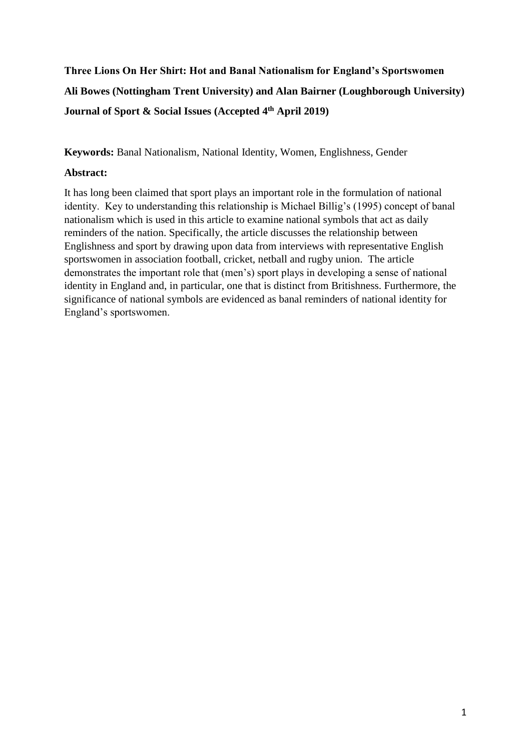# Three Lions On Her Shirt: Hot and Banal Nationalism for England's Sportswomen

**Ali Bowes (Nottingham Trent University) and Alan Bairner (Loughborough University)**

**Journal of Sport & Social Issues (Accepted 4th April 2019)**

**Keywords:** Banal Nationalism, National Identity, Women, Englishness, Gender

## Abstract:

It has long been claimed that sport plays an important role in the formulation of national identity. Key to understanding this relationship is Michael Billig's (1995) concept of banal nationalism which is used in this article to examine national symbols that act as daily reminders of the nation. Specifically, the article discusses the relationship between Englishness and sport by drawing upon data from interviews with representative English sportswomen in association football, cricket, netball and rugby union. The article demonstrates the important role that (men's) sport plays in developing a sense of national identity in England and, in particular, one that is distinct from Britishness. Furthermore, the significance of national symbols are evidenced as banal reminders of national identity for England's sportswomen.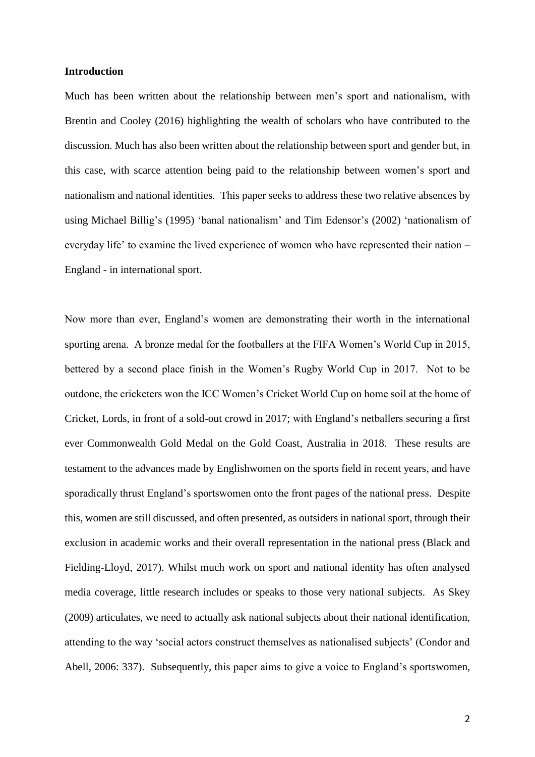## Introduction

Much has been written about the relationship between men's sport and nationalism, with Brentin and Cooley (2016) highlighting the wealth of scholars who have contributed to the discussion. Much has also been written about the relationship between sport and gender but, in this case, with scarce attention being paid to the relationship between women's sport and nationalism and national identities. This paper seeks to address these two relative absences by using Michael Billig's (1995) 'banal nationalism' and Tim Edensor's (2002) 'nationalism of everyday life' to examine the lived experience of women who have represented their nation – England - in international sport.

Now more than ever, England's women are demonstrating their worth in the international sporting arena. A bronze medal for the footballers at the FIFA Women's World Cup in 2015, bettered by a second place finish in the Women's Rugby World Cup in 2017. Not to be outdone, the cricketers won the ICC Women's Cricket World Cup on home soil at the home of Cricket, Lords, in front of a sold-out crowd in 2017; with England's netballers securing a first ever Commonwealth Gold Medal on the Gold Coast, Australia in 2018. These results are testament to the advances made by Englishwomen on the sports field in recent years, and have sporadically thrust England's sportswomen onto the front pages of the national press. Despite this, women are still discussed, and often presented, as outsiders in national sport, through their exclusion in academic works and their overall representation in the national press (Black and Fielding-Lloyd, 2017). Whilst much work on sport and national identity has often analysed media coverage, little research includes or speaks to those very national subjects. As Skey (2009) articulates, we need to actually ask national subjects about their national identification, attending to the way 'social actors construct themselves as nationalised subjects' (Condor and Abell, 2006: 337). Subsequently, this paper aims to give a voice to England's sportswomen,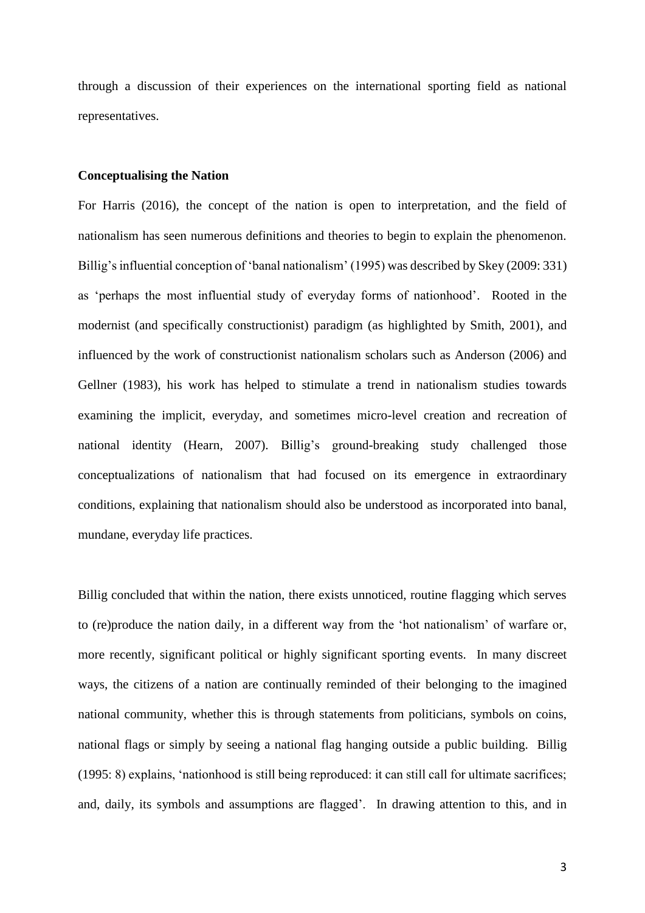through a discussion of their experiences on the international sporting field as national representatives.

**Conceptualising the Nation**

For Harris (2016), the concept of the nation is open to interpretation, and the field of nationalism has seen numerous definitions and theories to begin to explain the phenomenon. Billig's influential conception of 'banal nationalism' (1995) was described by Skey (2009: 331) as 'perhaps the most influential study of everyday forms of nationhood'. Rooted in the modernist (and specifically constructionist) paradigm (as highlighted by Smith, 2001), and influenced by the work of constructionist nationalism scholars such as Anderson (2006) and Gellner (1983), his work has helped to stimulate a trend in nationalism studies towards examining the implicit, everyday, and sometimes micro-level creation and recreation of national identity (Hearn, 2007). Billig's ground-breaking study challenged those conceptualizations of nationalism that had focused on its emergence in extraordinary conditions, explaining that nationalism should also be understood as incorporated into banal, mundane, everyday life practices.

Billig concluded that within the nation, there exists unnoticed, routine flagging which serves to (re)produce the nation daily, in a different way from the 'hot nationalism' of warfare or, more recently, significant political or highly significant sporting events. In many discreet ways, the citizens of a nation are continually reminded of their belonging to the imagined national community, whether this is through statements from politicians, symbols on coins, national flags or simply by seeing a national flag hanging outside a public building. Billig (1995: 8) explains, 'nationhood is still being reproduced: it can still call for ultimate sacrifices; and, daily, its symbols and assumptions are flagged'. In drawing attention to this, and in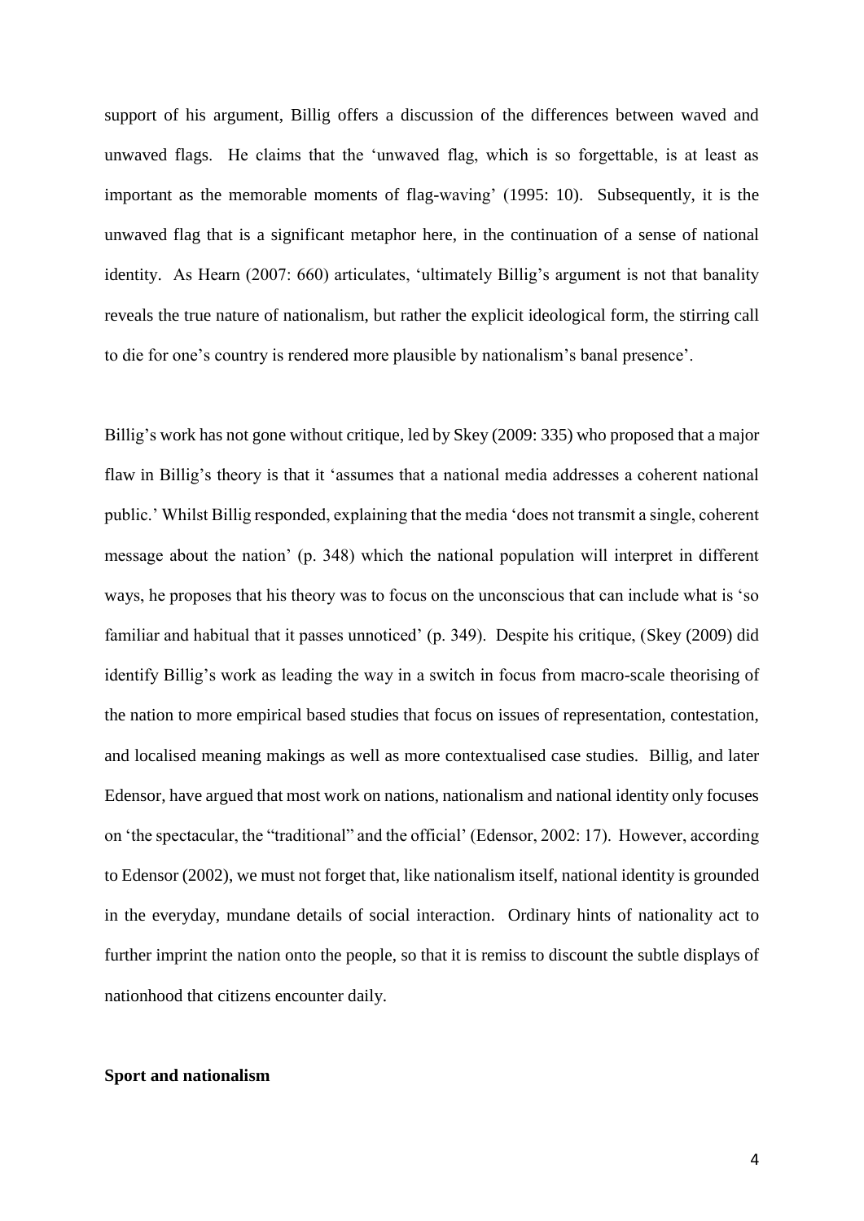support of his argument, Billig offers a discussion of the differences between waved and unwaved flags. He claims that the 'unwaved flag, which is so forgettable, is at least as important as the memorable moments of flag-waving' (1995: 10). Subsequently, it is the unwaved flag that is a significant metaphor here, in the continuation of a sense of national identity. As Hearn (2007: 660) articulates, 'ultimately Billig's argument is not that banality reveals the true nature of nationalism, but rather the explicit ideological form, the stirring call to die for one's country is rendered more plausible by nationalism's banal presence'.

Billig's work has not gone without critique, led by Skey (2009: 335) who proposed that a major flaw in Billig's theory is that it 'assumes that a national media addresses a coherent national public.' Whilst Billig responded, explaining that the media 'does not transmit a single, coherent message about the nation' (p. 348) which the national population will interpret in different ways, he proposes that his theory was to focus on the unconscious that can include what is 'so familiar and habitual that it passes unnoticed' (p. 349). Despite his critique, (Skey (2009) did identify Billig's work as leading the way in a switch in focus from macro-scale theorising of the nation to more empirical based studies that focus on issues of representation, contestation, and localised meaning makings as well as more contextualised case studies. Billig, and later Edensor, have argued that most work on nations, nationalism and national identity only focuses on 'the spectacular, the "traditional" and the official' (Edensor, 2002: 17). However, according to Edensor (2002), we must not forget that, like nationalism itself, national identity is grounded in the everyday, mundane details of social interaction. Ordinary hints of nationality act to further imprint the nation onto the people, so that it is remiss to discount the subtle displays of nationhood that citizens encounter daily.

**Sport and nationalism**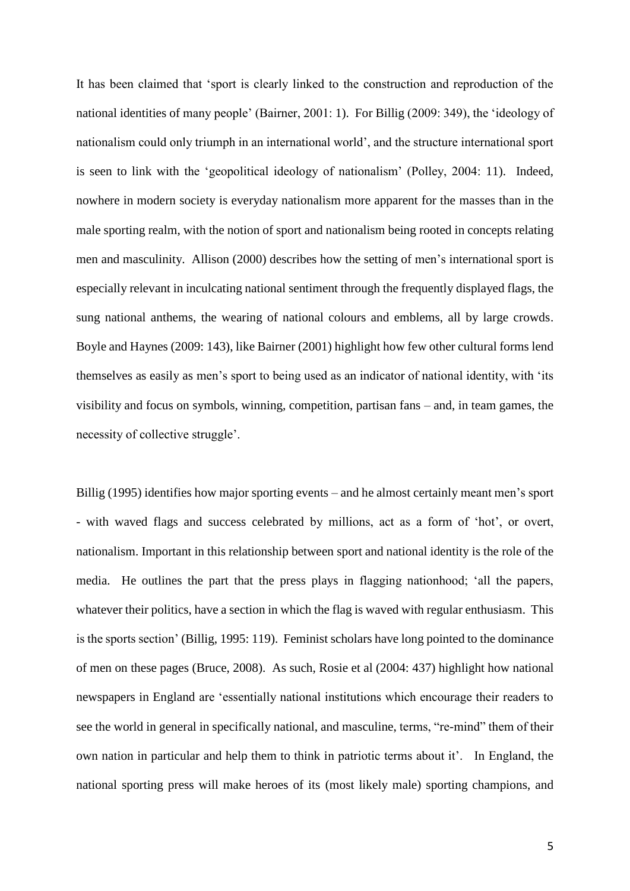It has been claimed that 'sport is clearly linked to the construction and reproduction of the national identities of many people' (Bairner, 2001: 1). For Billig (2009: 349), the 'ideology of nationalism could only triumph in an international world', and the structure international sport is seen to link with the 'geopolitical ideology of nationalism' (Polley, 2004: 11). Indeed, nowhere in modern society is everyday nationalism more apparent for the masses than in the male sporting realm, with the notion of sport and nationalism being rooted in concepts relating men and masculinity. Allison (2000) describes how the setting of men's international sport is especially relevant in inculcating national sentiment through the frequently displayed flags, the sung national anthems, the wearing of national colours and emblems, all by large crowds. Boyle and Haynes (2009: 143), like Bairner (2001) highlight how few other cultural forms lend themselves as easily as men's sport to being used as an indicator of national identity, with 'its visibility and focus on symbols, winning, competition, partisan fans – and, in team games, the necessity of collective struggle'.

Billig (1995) identifies how major sporting events – and he almost certainly meant men's sport - with waved flags and success celebrated by millions, act as a form of 'hot', or overt, nationalism. Important in this relationship between sport and national identity is the role of the media. He outlines the part that the press plays in flagging nationhood; 'all the papers, whatever their politics, have a section in which the flag is waved with regular enthusiasm. This is the sports section' (Billig, 1995: 119). Feminist scholars have long pointed to the dominance of men on these pages (Bruce, 2008). As such, Rosie et al (2004: 437) highlight how national newspapers in England are 'essentially national institutions which encourage their readers to see the world in general in specifically national, and masculine, terms, "re-mind" them of their own nation in particular and help them to think in patriotic terms about it'. In England, the national sporting press will make heroes of its (most likely male) sporting champions, and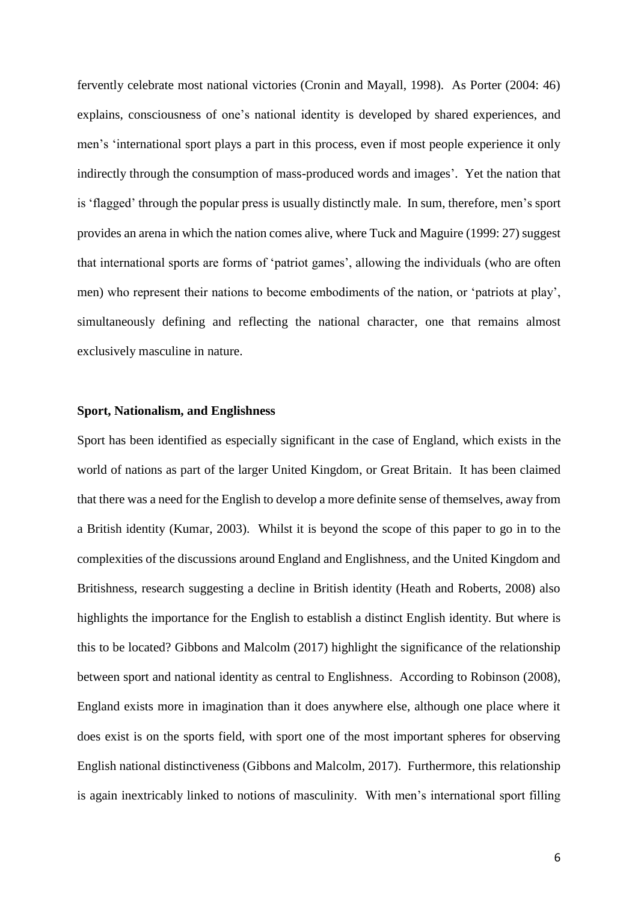fervently celebrate most national victories (Cronin and Mayall, 1998). As Porter (2004: 46) explains, consciousness of one's national identity is developed by shared experiences, and men's 'international sport plays a part in this process, even if most people experience it only indirectly through the consumption of mass-produced words and images'. Yet the nation that is 'flagged' through the popular press is usually distinctly male. In sum, therefore, men's sport provides an arena in which the nation comes alive, where Tuck and Maguire (1999: 27) suggest that international sports are forms of 'patriot games', allowing the individuals (who are often men) who represent their nations to become embodiments of the nation, or 'patriots at play', simultaneously defining and reflecting the national character, one that remains almost exclusively masculine in nature.

**Sport, Nationalism, and Englishness**

Sport has been identified as especially significant in the case of England, which exists in the world of nations as part of the larger United Kingdom, or Great Britain. It has been claimed that there was a need for the English to develop a more definite sense of themselves, away from a British identity (Kumar, 2003). Whilst it is beyond the scope of this paper to go in to the complexities of the discussions around England and Englishness, and the United Kingdom and Britishness, research suggesting a decline in British identity (Heath and Roberts, 2008) also highlights the importance for the English to establish a distinct English identity. But where is this to be located? Gibbons and Malcolm (2017) highlight the significance of the relationship between sport and national identity as central to Englishness. According to Robinson (2008), England exists more in imagination than it does anywhere else, although one place where it does exist is on the sports field, with sport one of the most important spheres for observing English national distinctiveness (Gibbons and Malcolm, 2017). Furthermore, this relationship is again inextricably linked to notions of masculinity. With men's international sport filling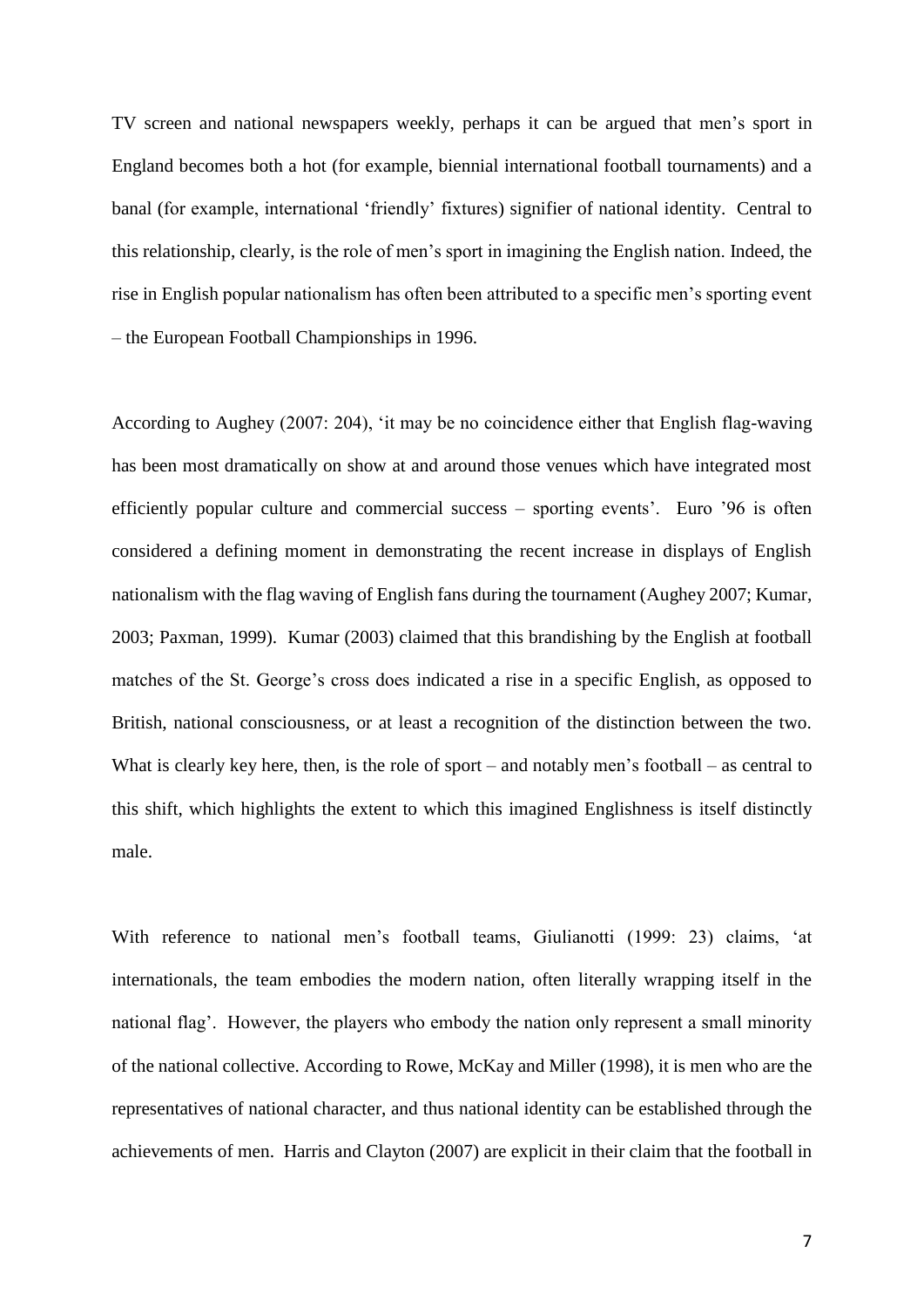TV screen and national newspapers weekly, perhaps it can be argued that men's sport in England becomes both a hot (for example, biennial international football tournaments) and a banal (for example, international 'friendly' fixtures) signifier of national identity. Central to this relationship, clearly, is the role of men's sport in imagining the English nation. Indeed, the rise in English popular nationalism has often been attributed to a specific men's sporting event – the European Football Championships in 1996.

According to Aughey (2007: 204), 'it may be no coincidence either that English flag-waving has been most dramatically on show at and around those venues which have integrated most efficiently popular culture and commercial success – sporting events'. Euro '96 is often considered a defining moment in demonstrating the recent increase in displays of English nationalism with the flag waving of English fans during the tournament (Aughey 2007; Kumar, 2003; Paxman, 1999). Kumar (2003) claimed that this brandishing by the English at football matches of the St. George's cross does indicated a rise in a specific English, as opposed to British, national consciousness, or at least a recognition of the distinction between the two. What is clearly key here, then, is the role of sport – and notably men's football – as central to this shift, which highlights the extent to which this imagined Englishness is itself distinctly male.

With reference to national men's football teams, Giulianotti (1999: 23) claims, 'at internationals, the team embodies the modern nation, often literally wrapping itself in the national flag'. However, the players who embody the nation only represent a small minority of the national collective. According to Rowe, McKay and Miller (1998), it is men who are the representatives of national character, and thus national identity can be established through the achievements of men. Harris and Clayton (2007) are explicit in their claim that the football in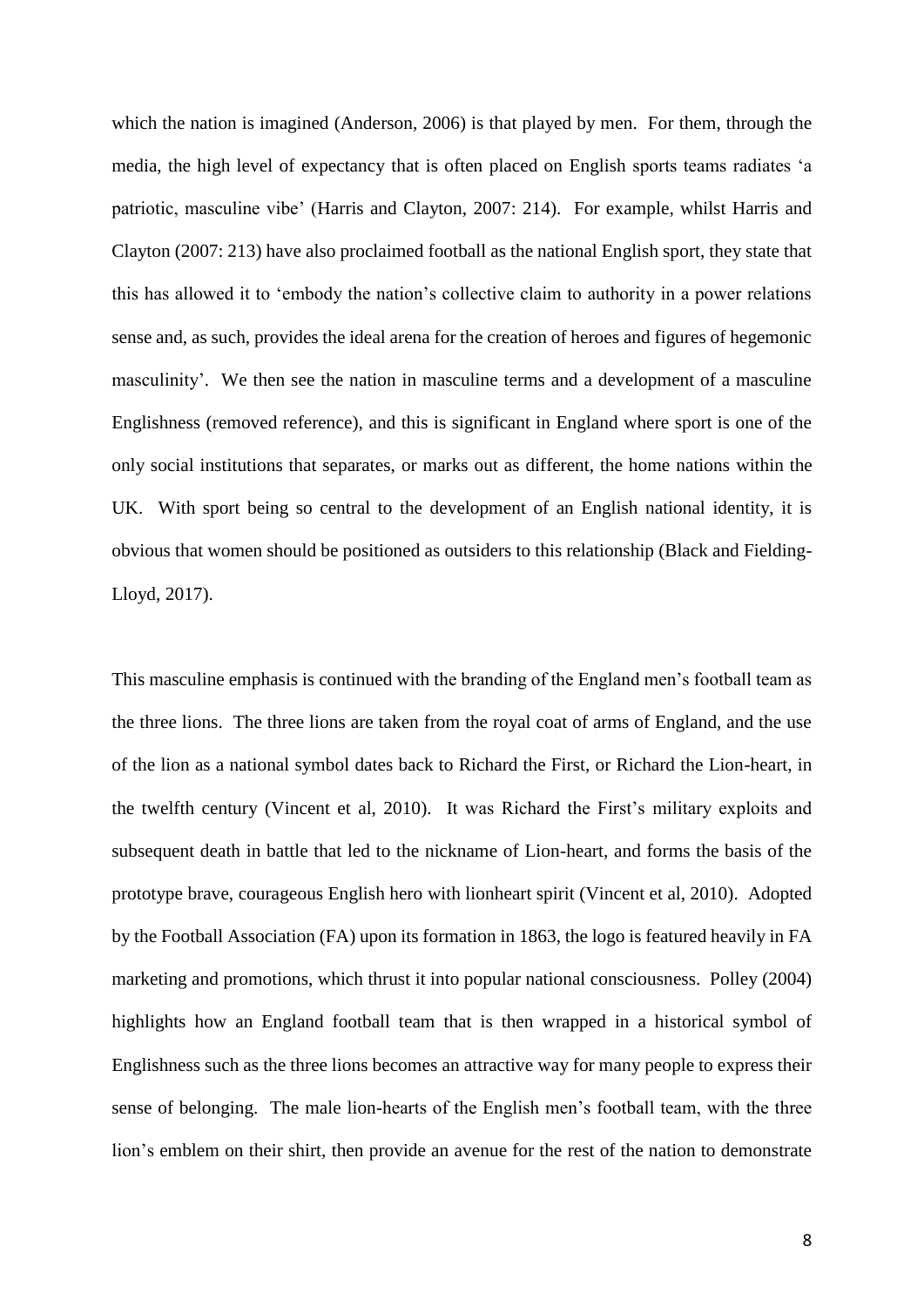which the nation is imagined (Anderson, 2006) is that played by men. For them, through the media, the high level of expectancy that is often placed on English sports teams radiates 'a patriotic, masculine vibe' (Harris and Clayton, 2007: 214). For example, whilst Harris and Clayton (2007: 213) have also proclaimed football as the national English sport, they state that this has allowed it to 'embody the nation's collective claim to authority in a power relations sense and, as such, provides the ideal arena for the creation of heroes and figures of hegemonic masculinity'. We then see the nation in masculine terms and a development of a masculine Englishness (removed reference), and this is significant in England where sport is one of the only social institutions that separates, or marks out as different, the home nations within the UK. With sport being so central to the development of an English national identity, it is obvious that women should be positioned as outsiders to this relationship (Black and Fielding-Lloyd, 2017).

This masculine emphasis is continued with the branding of the England men's football team as the three lions. The three lions are taken from the royal coat of arms of England, and the use of the lion as a national symbol dates back to Richard the First, or Richard the Lion-heart, in the twelfth century (Vincent et al, 2010). It was Richard the First's military exploits and subsequent death in battle that led to the nickname of Lion-heart, and forms the basis of the prototype brave, courageous English hero with lionheart spirit (Vincent et al, 2010). Adopted by the Football Association (FA) upon its formation in 1863, the logo is featured heavily in FA marketing and promotions, which thrust it into popular national consciousness. Polley (2004) highlights how an England football team that is then wrapped in a historical symbol of Englishness such as the three lions becomes an attractive way for many people to express their sense of belonging. The male lion-hearts of the English men's football team, with the three lion's emblem on their shirt, then provide an avenue for the rest of the nation to demonstrate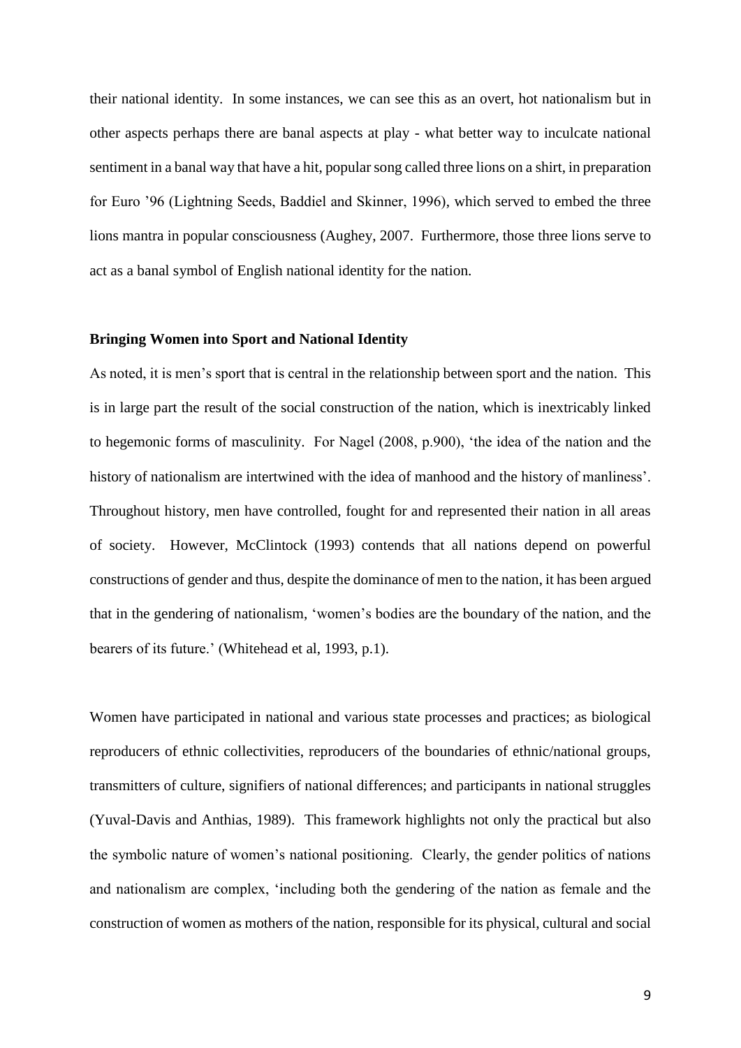their national identity. In some instances, we can see this as an overt, hot nationalism but in other aspects perhaps there are banal aspects at play - what better way to inculcate national sentiment in a banal way that have a hit, popular song called three lions on a shirt, in preparation for Euro '96 (Lightning Seeds, Baddiel and Skinner, 1996), which served to embed the three lions mantra in popular consciousness (Aughey, 2007. Furthermore, those three lions serve to act as a banal symbol of English national identity for the nation.

**Bringing Women into Sport and National Identity**

As noted, it is men's sport that is central in the relationship between sport and the nation. This is in large part the result of the social construction of the nation, which is inextricably linked to hegemonic forms of masculinity. For Nagel (2008, p.900), 'the idea of the nation and the history of nationalism are intertwined with the idea of manhood and the history of manliness'. Throughout history, men have controlled, fought for and represented their nation in all areas of society. However, McClintock (1993) contends that all nations depend on powerful constructions of gender and thus, despite the dominance of men to the nation, it has been argued that in the gendering of nationalism, 'women's bodies are the boundary of the nation, and the bearers of its future.' (Whitehead et al, 1993, p.1).

Women have participated in national and various state processes and practices; as biological reproducers of ethnic collectivities, reproducers of the boundaries of ethnic/national groups, transmitters of culture, signifiers of national differences; and participants in national struggles (Yuval-Davis and Anthias, 1989). This framework highlights not only the practical but also the symbolic nature of women's national positioning. Clearly, the gender politics of nations and nationalism are complex, 'including both the gendering of the nation as female and the construction of women as mothers of the nation, responsible for its physical, cultural and social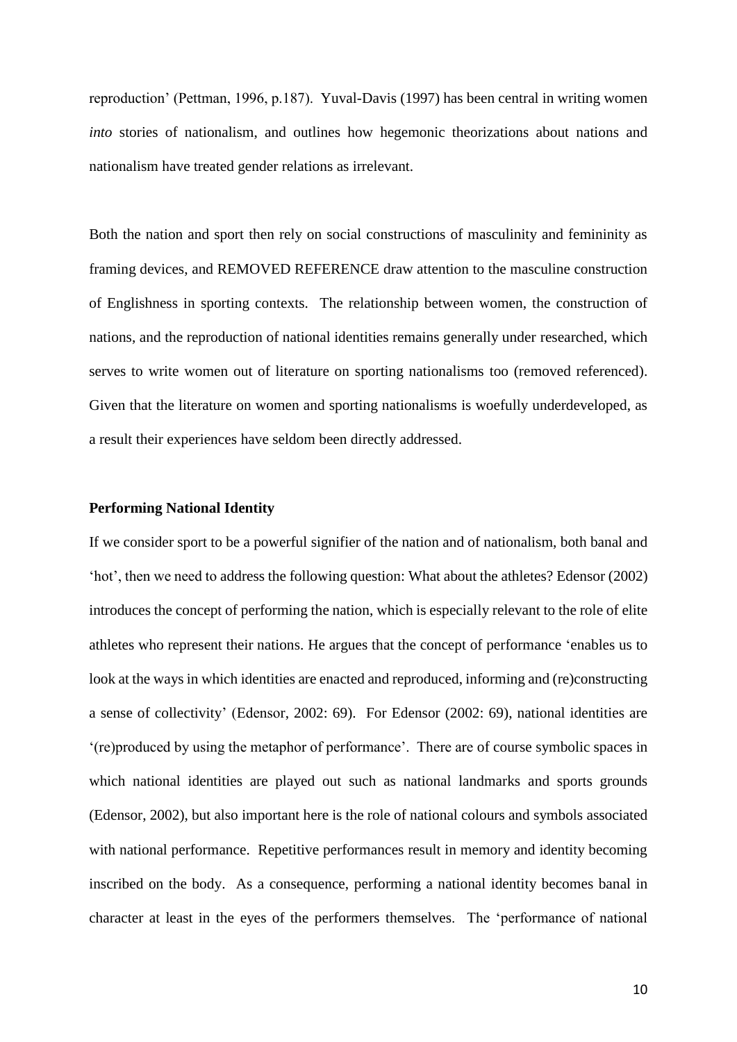reproduction' (Pettman, 1996, p.187). Yuval-Davis (1997) has been central in writing women *into* stories of nationalism, and outlines how hegemonic theorizations about nations and nationalism have treated gender relations as irrelevant.

Both the nation and sport then rely on social constructions of masculinity and femininity as framing devices, and REMOVED REFERENCE draw attention to the masculine construction of Englishness in sporting contexts. The relationship between women, the construction of nations, and the reproduction of national identities remains generally under researched, which serves to write women out of literature on sporting nationalisms too (removed referenced). Given that the literature on women and sporting nationalisms is woefully underdeveloped, as a result their experiences have seldom been directly addressed.

**Performing National Identity**

If we consider sport to be a powerful signifier of the nation and of nationalism, both banal and 'hot', then we need to address the following question: What about the athletes? Edensor (2002) introduces the concept of performing the nation, which is especially relevant to the role of elite athletes who represent their nations. He argues that the concept of performance 'enables us to look at the ways in which identities are enacted and reproduced, informing and (re)constructing a sense of collectivity' (Edensor, 2002: 69). For Edensor (2002: 69), national identities are '(re)produced by using the metaphor of performance'. There are of course symbolic spaces in which national identities are played out such as national landmarks and sports grounds (Edensor, 2002), but also important here is the role of national colours and symbols associated with national performance. Repetitive performances result in memory and identity becoming inscribed on the body. As a consequence, performing a national identity becomes banal in character at least in the eyes of the performers themselves. The 'performance of national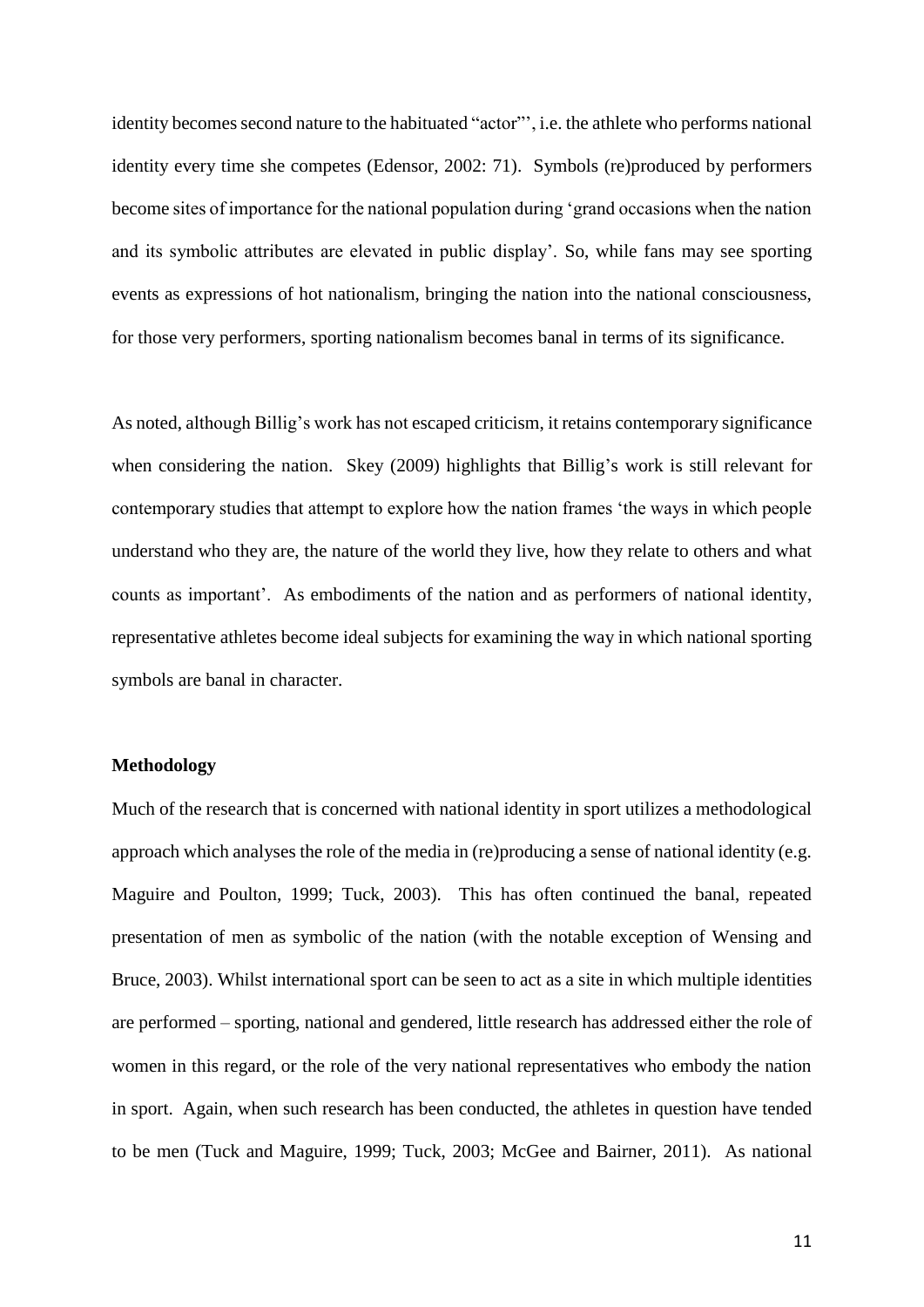identity becomes second nature to the habituated "actor"', i.e. the athlete who performs national identity every time she competes (Edensor, 2002: 71). Symbols (re)produced by performers become sites of importance for the national population during 'grand occasions when the nation and its symbolic attributes are elevated in public display'. So, while fans may see sporting events as expressions of hot nationalism, bringing the nation into the national consciousness, for those very performers, sporting nationalism becomes banal in terms of its significance.

As noted, although Billig's work has not escaped criticism, it retains contemporary significance when considering the nation. Skey (2009) highlights that Billig's work is still relevant for contemporary studies that attempt to explore how the nation frames 'the ways in which people understand who they are, the nature of the world they live, how they relate to others and what counts as important'. As embodiments of the nation and as performers of national identity, representative athletes become ideal subjects for examining the way in which national sporting symbols are banal in character.

**Methodology**

Much of the research that is concerned with national identity in sport utilizes a methodological approach which analyses the role of the media in (re)producing a sense of national identity (e.g. Maguire and Poulton, 1999; Tuck, 2003). This has often continued the banal, repeated presentation of men as symbolic of the nation (with the notable exception of Wensing and Bruce, 2003). Whilst international sport can be seen to act as a site in which multiple identities are performed – sporting, national and gendered, little research has addressed either the role of women in this regard, or the role of the very national representatives who embody the nation in sport. Again, when such research has been conducted, the athletes in question have tended to be men (Tuck and Maguire, 1999; Tuck, 2003; McGee and Bairner, 2011). As national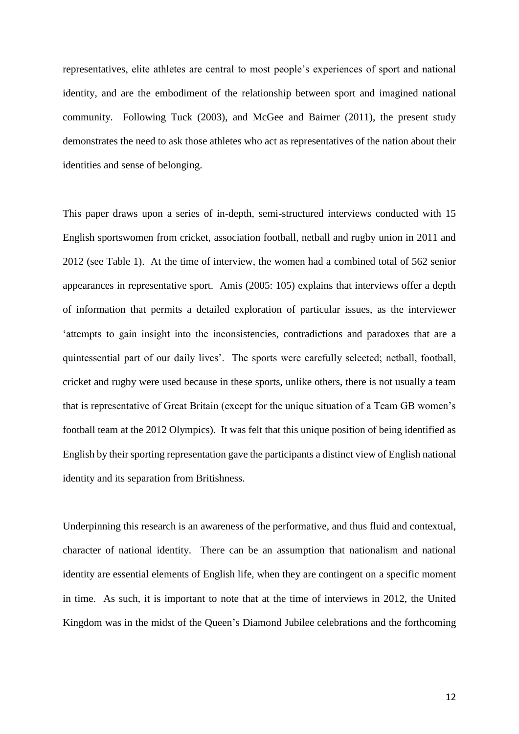representatives, elite athletes are central to most people's experiences of sport and national identity, and are the embodiment of the relationship between sport and imagined national community. Following Tuck (2003), and McGee and Bairner (2011), the present study demonstrates the need to ask those athletes who act as representatives of the nation about their identities and sense of belonging.

This paper draws upon a series of in-depth, semi-structured interviews conducted with 15 English sportswomen from cricket, association football, netball and rugby union in 2011 and 2012 (see Table 1). At the time of interview, the women had a combined total of 562 senior appearances in representative sport. Amis (2005: 105) explains that interviews offer a depth of information that permits a detailed exploration of particular issues, as the interviewer 'attempts to gain insight into the inconsistencies, contradictions and paradoxes that are a quintessential part of our daily lives'. The sports were carefully selected; netball, football, cricket and rugby were used because in these sports, unlike others, there is not usually a team that is representative of Great Britain (except for the unique situation of a Team GB women's football team at the 2012 Olympics). It was felt that this unique position of being identified as English by their sporting representation gave the participants a distinct view of English national identity and its separation from Britishness.

Underpinning this research is an awareness of the performative, and thus fluid and contextual, character of national identity. There can be an assumption that nationalism and national identity are essential elements of English life, when they are contingent on a specific moment in time. As such, it is important to note that at the time of interviews in 2012, the United Kingdom was in the midst of the Queen's Diamond Jubilee celebrations and the forthcoming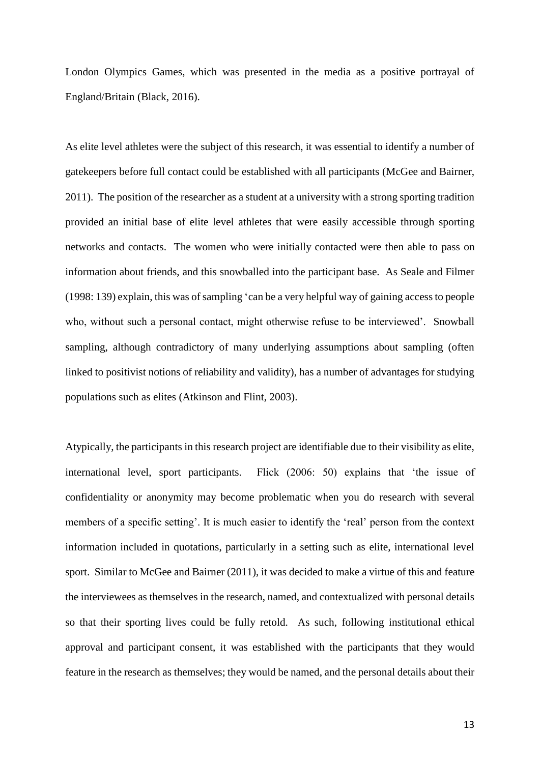London Olympics Games, which was presented in the media as a positive portrayal of England/Britain (Black, 2016).

As elite level athletes were the subject of this research, it was essential to identify a number of gatekeepers before full contact could be established with all participants (McGee and Bairner, 2011). The position of the researcher as a student at a university with a strong sporting tradition provided an initial base of elite level athletes that were easily accessible through sporting networks and contacts. The women who were initially contacted were then able to pass on information about friends, and this snowballed into the participant base. As Seale and Filmer (1998: 139) explain, this was of sampling 'can be a very helpful way of gaining access to people who, without such a personal contact, might otherwise refuse to be interviewed'. Snowball sampling, although contradictory of many underlying assumptions about sampling (often linked to positivist notions of reliability and validity), has a number of advantages for studying populations such as elites (Atkinson and Flint, 2003).

Atypically, the participants in this research project are identifiable due to their visibility as elite, international level, sport participants. Flick (2006: 50) explains that 'the issue of confidentiality or anonymity may become problematic when you do research with several members of a specific setting'. It is much easier to identify the 'real' person from the context information included in quotations, particularly in a setting such as elite, international level sport. Similar to McGee and Bairner (2011), it was decided to make a virtue of this and feature the interviewees as themselves in the research, named, and contextualized with personal details so that their sporting lives could be fully retold. As such, following institutional ethical approval and participant consent, it was established with the participants that they would feature in the research as themselves; they would be named, and the personal details about their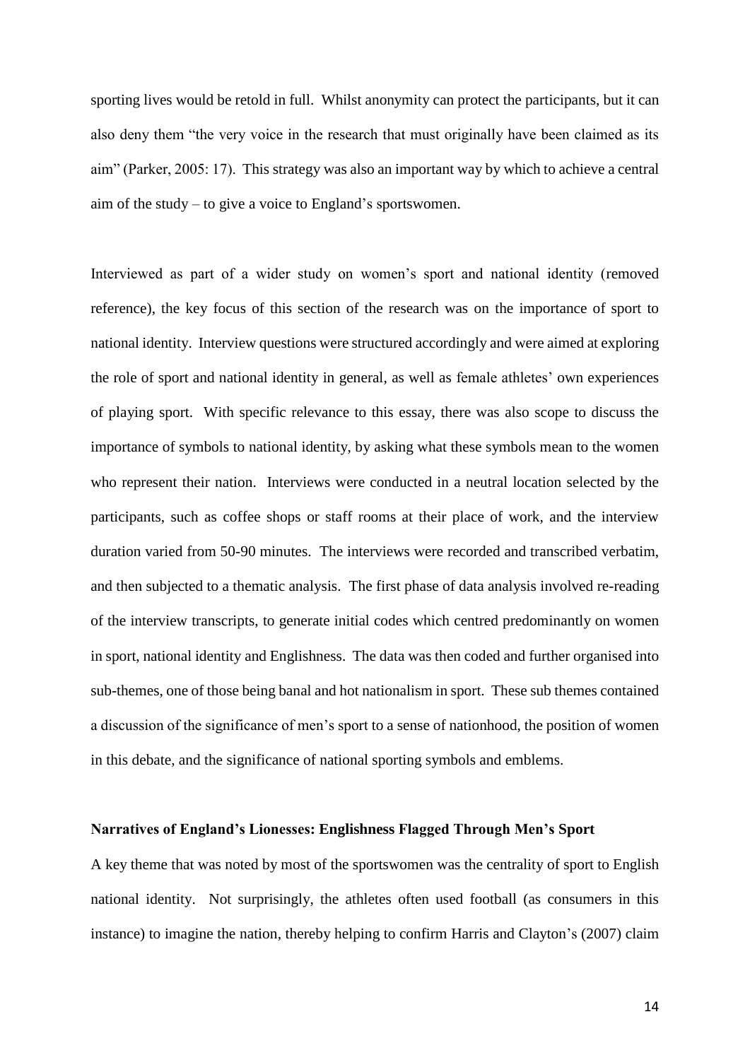sporting lives would be retold in full. Whilst anonymity can protect the participants, but it can also deny them "the very voice in the research that must originally have been claimed as its aim" (Parker, 2005: 17). This strategy was also an important way by which to achieve a central aim of the study – to give a voice to England's sportswomen.

Interviewed as part of a wider study on women's sport and national identity (removed reference), the key focus of this section of the research was on the importance of sport to national identity. Interview questions were structured accordingly and were aimed at exploring the role of sport and national identity in general, as well as female athletes' own experiences of playing sport. With specific relevance to this essay, there was also scope to discuss the importance of symbols to national identity, by asking what these symbols mean to the women who represent their nation. Interviews were conducted in a neutral location selected by the participants, such as coffee shops or staff rooms at their place of work, and the interview duration varied from 50-90 minutes. The interviews were recorded and transcribed verbatim, and then subjected to a thematic analysis. The first phase of data analysis involved re-reading of the interview transcripts, to generate initial codes which centred predominantly on women in sport, national identity and Englishness. The data was then coded and further organised into sub-themes, one of those being banal and hot nationalism in sport. These sub themes contained a discussion of the significance of men's sport to a sense of nationhood, the position of women in this debate, and the significance of national sporting symbols and emblems.

### Narratives of England's Lionesses: Englishness Flagged Through Men's Sport

A key theme that was noted by most of the sportswomen was the centrality of sport to English national identity. Not surprisingly, the athletes often used football (as consumers in this instance) to imagine the nation, thereby helping to confirm Harris and Clayton's (2007) claim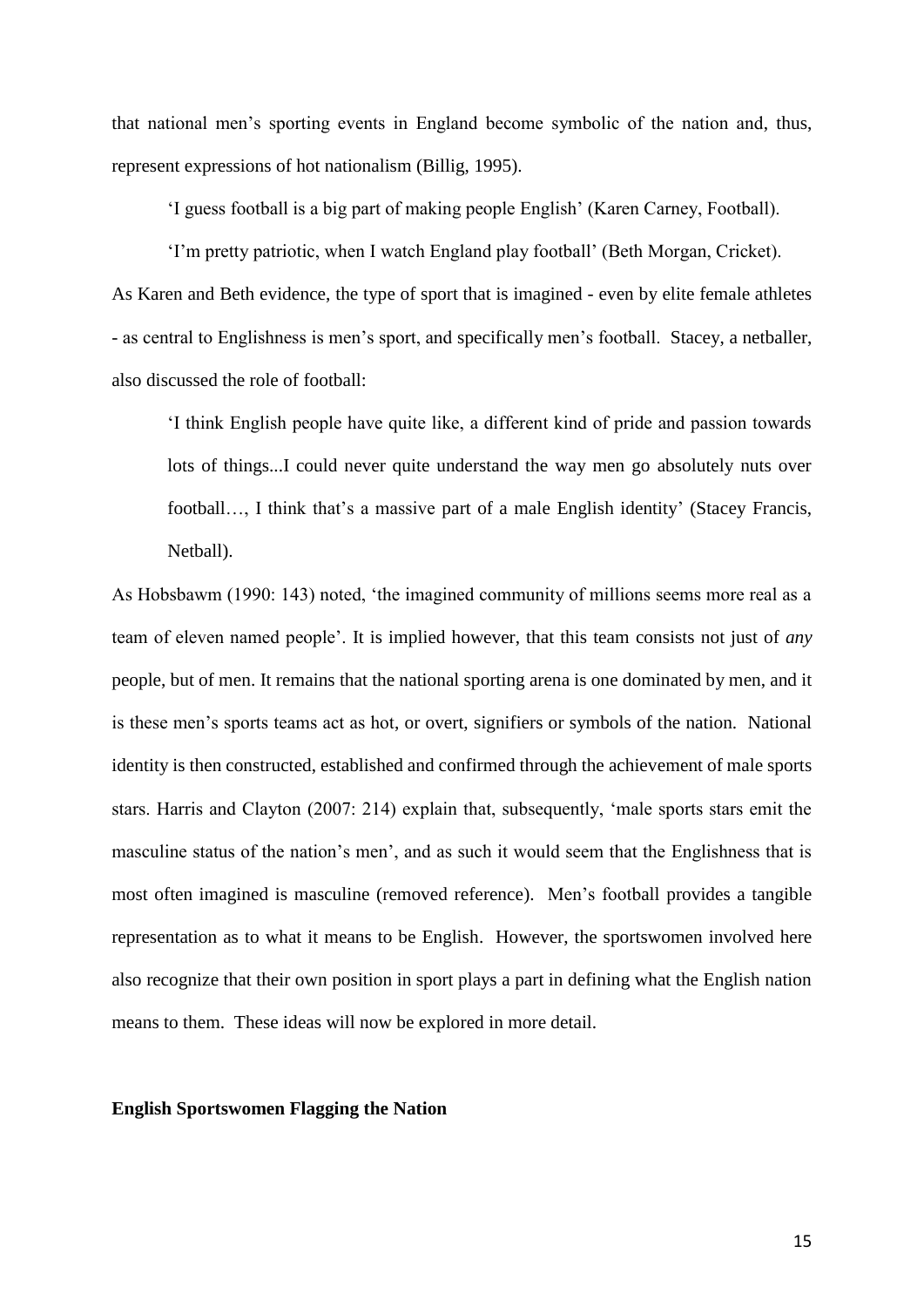that national men's sporting events in England become symbolic of the nation and, thus, represent expressions of hot nationalism (Billig, 1995).

> 'I guess football is a big part of making people English' (Karen Carney, Football).
>
> 'I'm pretty patriotic, when I watch England play football' (Beth Morgan, Cricket).

As Karen and Beth evidence, the type of sport that is imagined - even by elite female athletes - as central to Englishness is men's sport, and specifically men's football. Stacey, a netballer, also discussed the role of football:

> 'I think English people have quite like, a different kind of pride and passion towards lots of things...I could never quite understand the way men go absolutely nuts over football…, I think that's a massive part of a male English identity' (Stacey Francis, Netball).

As Hobsbawm (1990: 143) noted, 'the imagined community of millions seems more real as a team of eleven named people'. It is implied however, that this team consists not just of *any* people, but of men. It remains that the national sporting arena is one dominated by men, and it is these men's sports teams act as hot, or overt, signifiers or symbols of the nation. National identity is then constructed, established and confirmed through the achievement of male sports stars. Harris and Clayton (2007: 214) explain that, subsequently, 'male sports stars emit the masculine status of the nation's men', and as such it would seem that the Englishness that is most often imagined is masculine (removed reference). Men's football provides a tangible representation as to what it means to be English. However, the sportswomen involved here also recognize that their own position in sport plays a part in defining what the English nation means to them. These ideas will now be explored in more detail.

**English Sportswomen Flagging the Nation**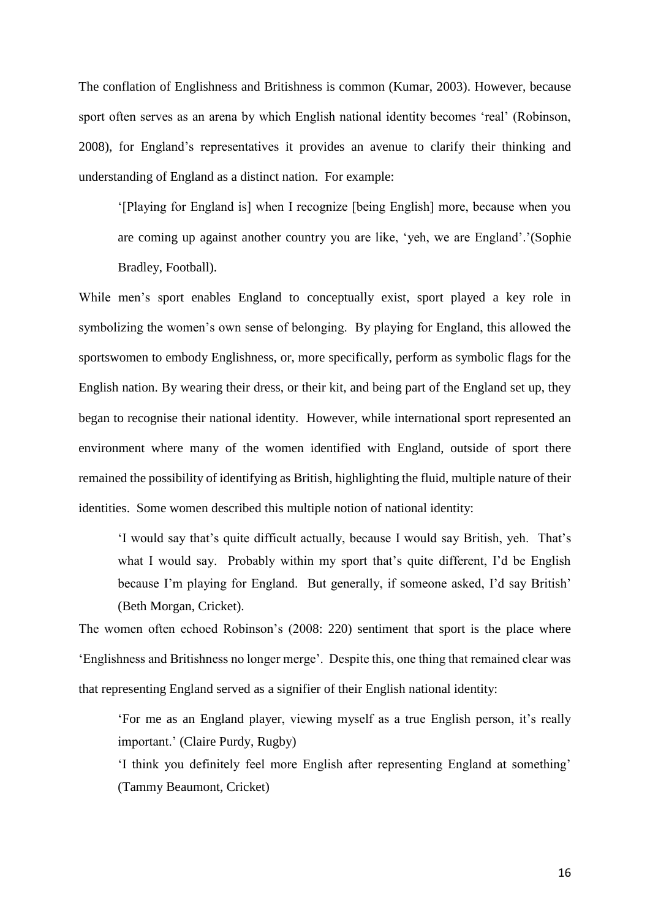The conflation of Englishness and Britishness is common (Kumar, 2003). However, because sport often serves as an arena by which English national identity becomes 'real' (Robinson, 2008), for England's representatives it provides an avenue to clarify their thinking and understanding of England as a distinct nation. For example:

> '[Playing for England is] when I recognize [being English] more, because when you are coming up against another country you are like, 'yeh, we are England'.'(Sophie Bradley, Football).

While men's sport enables England to conceptually exist, sport played a key role in symbolizing the women's own sense of belonging. By playing for England, this allowed the sportswomen to embody Englishness, or, more specifically, perform as symbolic flags for the English nation. By wearing their dress, or their kit, and being part of the England set up, they began to recognise their national identity. However, while international sport represented an environment where many of the women identified with England, outside of sport there remained the possibility of identifying as British, highlighting the fluid, multiple nature of their identities. Some women described this multiple notion of national identity:

> 'I would say that's quite difficult actually, because I would say British, yeh. That's what I would say. Probably within my sport that's quite different, I'd be English because I'm playing for England. But generally, if someone asked, I'd say British' (Beth Morgan, Cricket).

The women often echoed Robinson's (2008: 220) sentiment that sport is the place where 'Englishness and Britishness no longer merge'. Despite this, one thing that remained clear was that representing England served as a signifier of their English national identity:

> 'For me as an England player, viewing myself as a true English person, it's really important.' (Claire Purdy, Rugby)
>
> 'I think you definitely feel more English after representing England at something' (Tammy Beaumont, Cricket)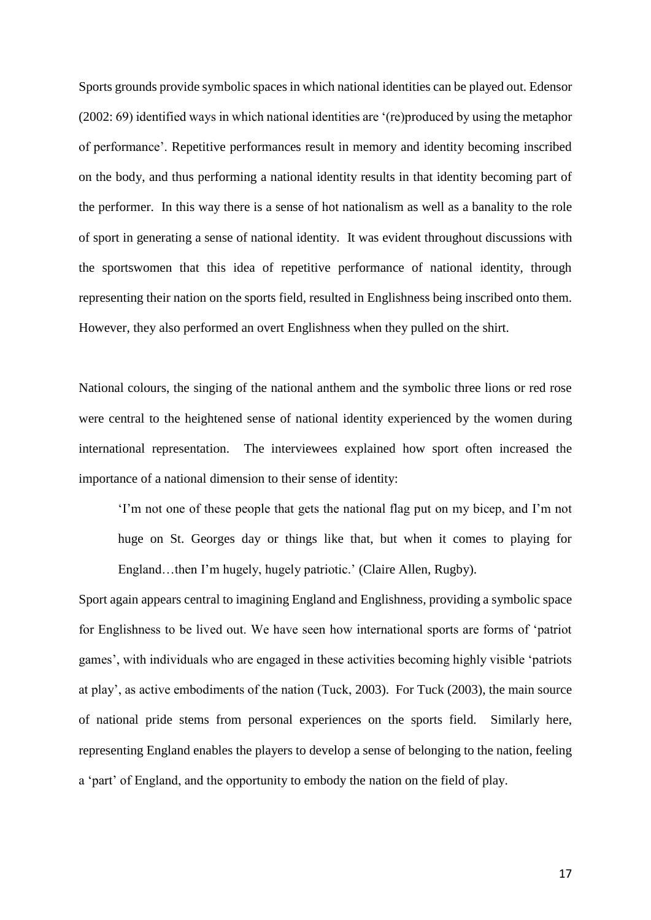Sports grounds provide symbolic spaces in which national identities can be played out. Edensor (2002: 69) identified ways in which national identities are '(re)produced by using the metaphor of performance'. Repetitive performances result in memory and identity becoming inscribed on the body, and thus performing a national identity results in that identity becoming part of the performer. In this way there is a sense of hot nationalism as well as a banality to the role of sport in generating a sense of national identity. It was evident throughout discussions with the sportswomen that this idea of repetitive performance of national identity, through representing their nation on the sports field, resulted in Englishness being inscribed onto them. However, they also performed an overt Englishness when they pulled on the shirt.

National colours, the singing of the national anthem and the symbolic three lions or red rose were central to the heightened sense of national identity experienced by the women during international representation. The interviewees explained how sport often increased the importance of a national dimension to their sense of identity:

> 'I'm not one of these people that gets the national flag put on my bicep, and I'm not huge on St. Georges day or things like that, but when it comes to playing for England…then I'm hugely, hugely patriotic.' (Claire Allen, Rugby).

Sport again appears central to imagining England and Englishness, providing a symbolic space for Englishness to be lived out. We have seen how international sports are forms of 'patriot games', with individuals who are engaged in these activities becoming highly visible 'patriots at play', as active embodiments of the nation (Tuck, 2003). For Tuck (2003), the main source of national pride stems from personal experiences on the sports field. Similarly here, representing England enables the players to develop a sense of belonging to the nation, feeling a 'part' of England, and the opportunity to embody the nation on the field of play.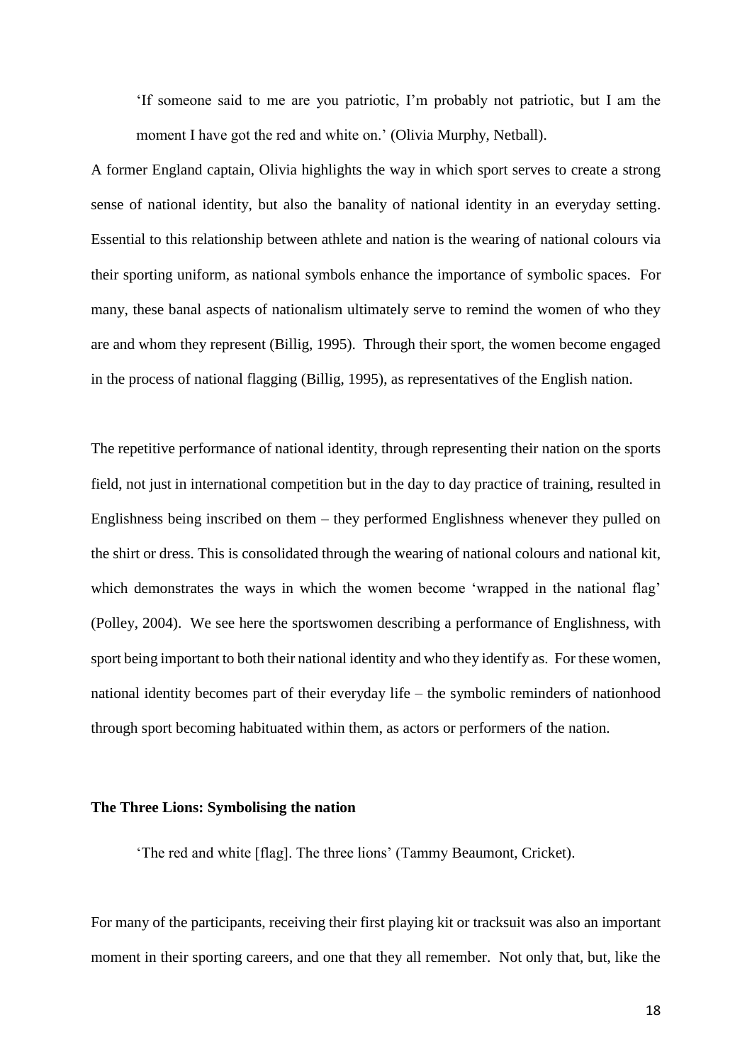> 'If someone said to me are you patriotic, I'm probably not patriotic, but I am the moment I have got the red and white on.' (Olivia Murphy, Netball).

A former England captain, Olivia highlights the way in which sport serves to create a strong sense of national identity, but also the banality of national identity in an everyday setting. Essential to this relationship between athlete and nation is the wearing of national colours via their sporting uniform, as national symbols enhance the importance of symbolic spaces. For many, these banal aspects of nationalism ultimately serve to remind the women of who they are and whom they represent (Billig, 1995). Through their sport, the women become engaged in the process of national flagging (Billig, 1995), as representatives of the English nation.

The repetitive performance of national identity, through representing their nation on the sports field, not just in international competition but in the day to day practice of training, resulted in Englishness being inscribed on them – they performed Englishness whenever they pulled on the shirt or dress. This is consolidated through the wearing of national colours and national kit, which demonstrates the ways in which the women become 'wrapped in the national flag' (Polley, 2004). We see here the sportswomen describing a performance of Englishness, with sport being important to both their national identity and who they identify as. For these women, national identity becomes part of their everyday life – the symbolic reminders of nationhood through sport becoming habituated within them, as actors or performers of the nation.

**The Three Lions: Symbolising the nation**

> 'The red and white [flag]. The three lions' (Tammy Beaumont, Cricket).

For many of the participants, receiving their first playing kit or tracksuit was also an important moment in their sporting careers, and one that they all remember. Not only that, but, like the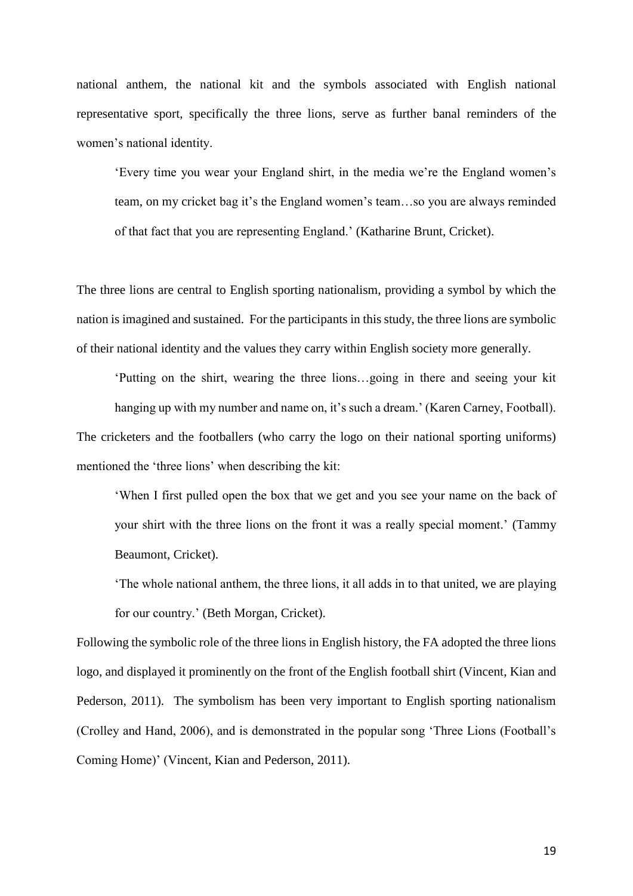national anthem, the national kit and the symbols associated with English national representative sport, specifically the three lions, serve as further banal reminders of the women's national identity.

> 'Every time you wear your England shirt, in the media we're the England women's team, on my cricket bag it's the England women's team…so you are always reminded of that fact that you are representing England.' (Katharine Brunt, Cricket).

The three lions are central to English sporting nationalism, providing a symbol by which the nation is imagined and sustained. For the participants in this study, the three lions are symbolic of their national identity and the values they carry within English society more generally.

> 'Putting on the shirt, wearing the three lions…going in there and seeing your kit hanging up with my number and name on, it's such a dream.' (Karen Carney, Football).

The cricketers and the footballers (who carry the logo on their national sporting uniforms) mentioned the 'three lions' when describing the kit:

> 'When I first pulled open the box that we get and you see your name on the back of your shirt with the three lions on the front it was a really special moment.' (Tammy Beaumont, Cricket).

> 'The whole national anthem, the three lions, it all adds in to that united, we are playing for our country.' (Beth Morgan, Cricket).

Following the symbolic role of the three lions in English history, the FA adopted the three lions logo, and displayed it prominently on the front of the English football shirt (Vincent, Kian and Pederson, 2011). The symbolism has been very important to English sporting nationalism (Crolley and Hand, 2006), and is demonstrated in the popular song 'Three Lions (Football's Coming Home)' (Vincent, Kian and Pederson, 2011).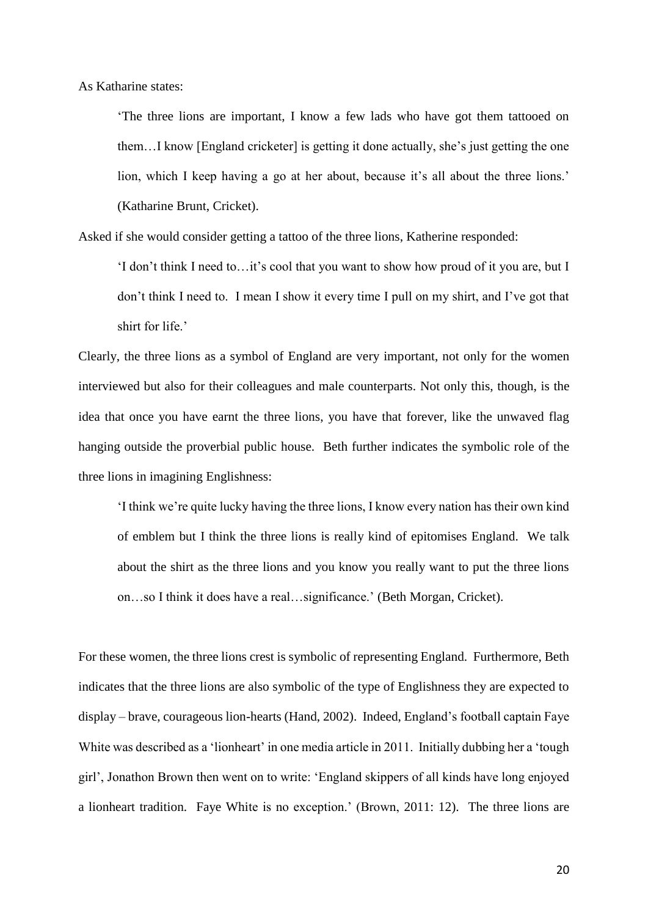As Katharine states:

> 'The three lions are important, I know a few lads who have got them tattooed on them…I know [England cricketer] is getting it done actually, she's just getting the one lion, which I keep having a go at her about, because it's all about the three lions.' (Katharine Brunt, Cricket).

Asked if she would consider getting a tattoo of the three lions, Katherine responded:

> 'I don't think I need to…it's cool that you want to show how proud of it you are, but I don't think I need to. I mean I show it every time I pull on my shirt, and I've got that shirt for life.'

Clearly, the three lions as a symbol of England are very important, not only for the women interviewed but also for their colleagues and male counterparts. Not only this, though, is the idea that once you have earnt the three lions, you have that forever, like the unwaved flag hanging outside the proverbial public house. Beth further indicates the symbolic role of the three lions in imagining Englishness:

> 'I think we're quite lucky having the three lions, I know every nation has their own kind of emblem but I think the three lions is really kind of epitomises England. We talk about the shirt as the three lions and you know you really want to put the three lions on…so I think it does have a real…significance.' (Beth Morgan, Cricket).

For these women, the three lions crest is symbolic of representing England. Furthermore, Beth indicates that the three lions are also symbolic of the type of Englishness they are expected to display – brave, courageous lion-hearts (Hand, 2002). Indeed, England's football captain Faye White was described as a 'lionheart' in one media article in 2011. Initially dubbing her a 'tough girl', Jonathon Brown then went on to write: 'England skippers of all kinds have long enjoyed a lionheart tradition. Faye White is no exception.' (Brown, 2011: 12). The three lions are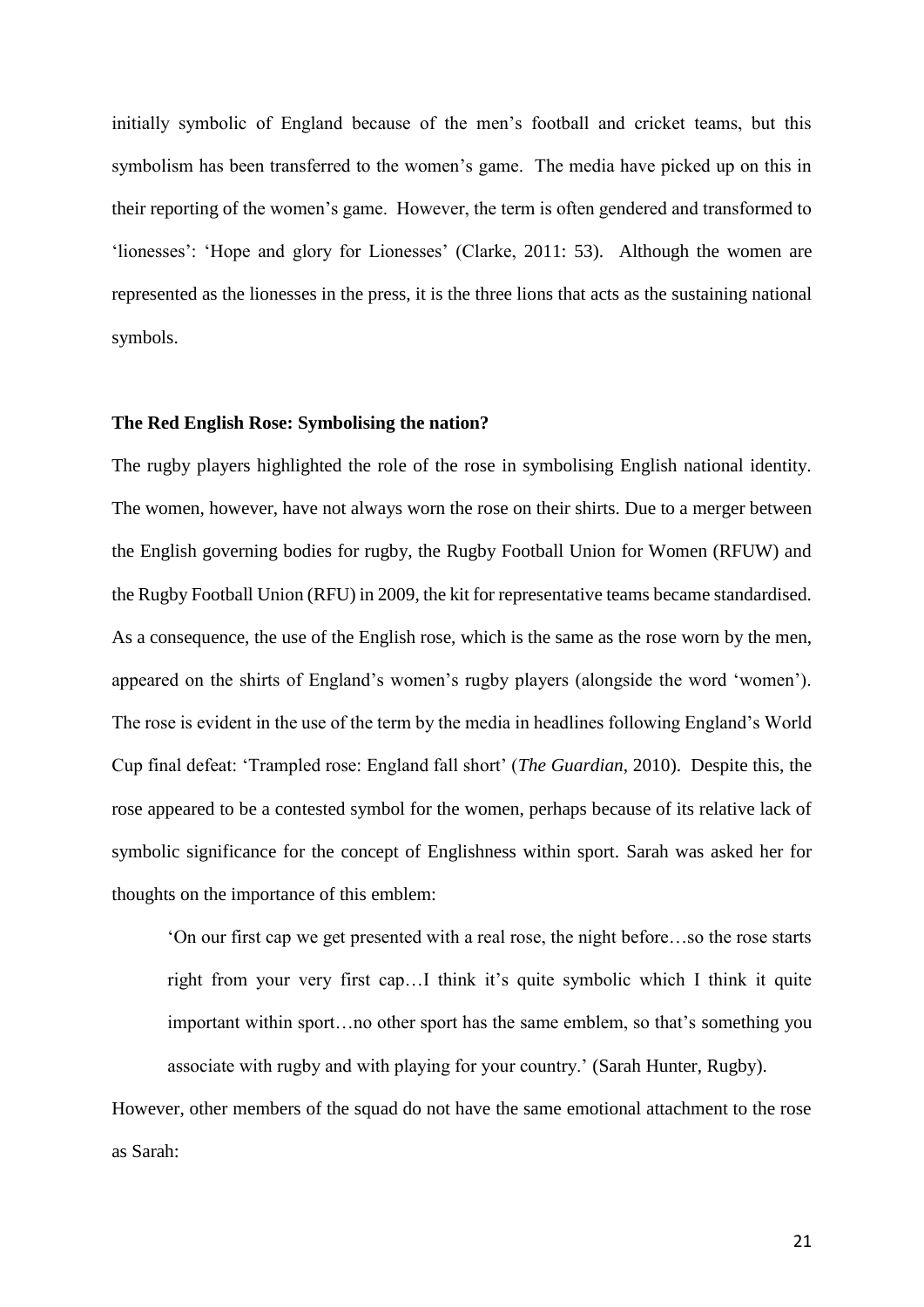initially symbolic of England because of the men's football and cricket teams, but this symbolism has been transferred to the women's game. The media have picked up on this in their reporting of the women's game. However, the term is often gendered and transformed to 'lionesses': 'Hope and glory for Lionesses' (Clarke, 2011: 53). Although the women are represented as the lionesses in the press, it is the three lions that acts as the sustaining national symbols.

**The Red English Rose: Symbolising the nation?**

The rugby players highlighted the role of the rose in symbolising English national identity. The women, however, have not always worn the rose on their shirts. Due to a merger between the English governing bodies for rugby, the Rugby Football Union for Women (RFUW) and the Rugby Football Union (RFU) in 2009, the kit for representative teams became standardised. As a consequence, the use of the English rose, which is the same as the rose worn by the men, appeared on the shirts of England's women's rugby players (alongside the word 'women'). The rose is evident in the use of the term by the media in headlines following England's World Cup final defeat: 'Trampled rose: England fall short' (*The Guardian*, 2010). Despite this, the rose appeared to be a contested symbol for the women, perhaps because of its relative lack of symbolic significance for the concept of Englishness within sport. Sarah was asked her for thoughts on the importance of this emblem:

> 'On our first cap we get presented with a real rose, the night before…so the rose starts right from your very first cap…I think it's quite symbolic which I think it quite important within sport…no other sport has the same emblem, so that's something you associate with rugby and with playing for your country.' (Sarah Hunter, Rugby).

However, other members of the squad do not have the same emotional attachment to the rose as Sarah: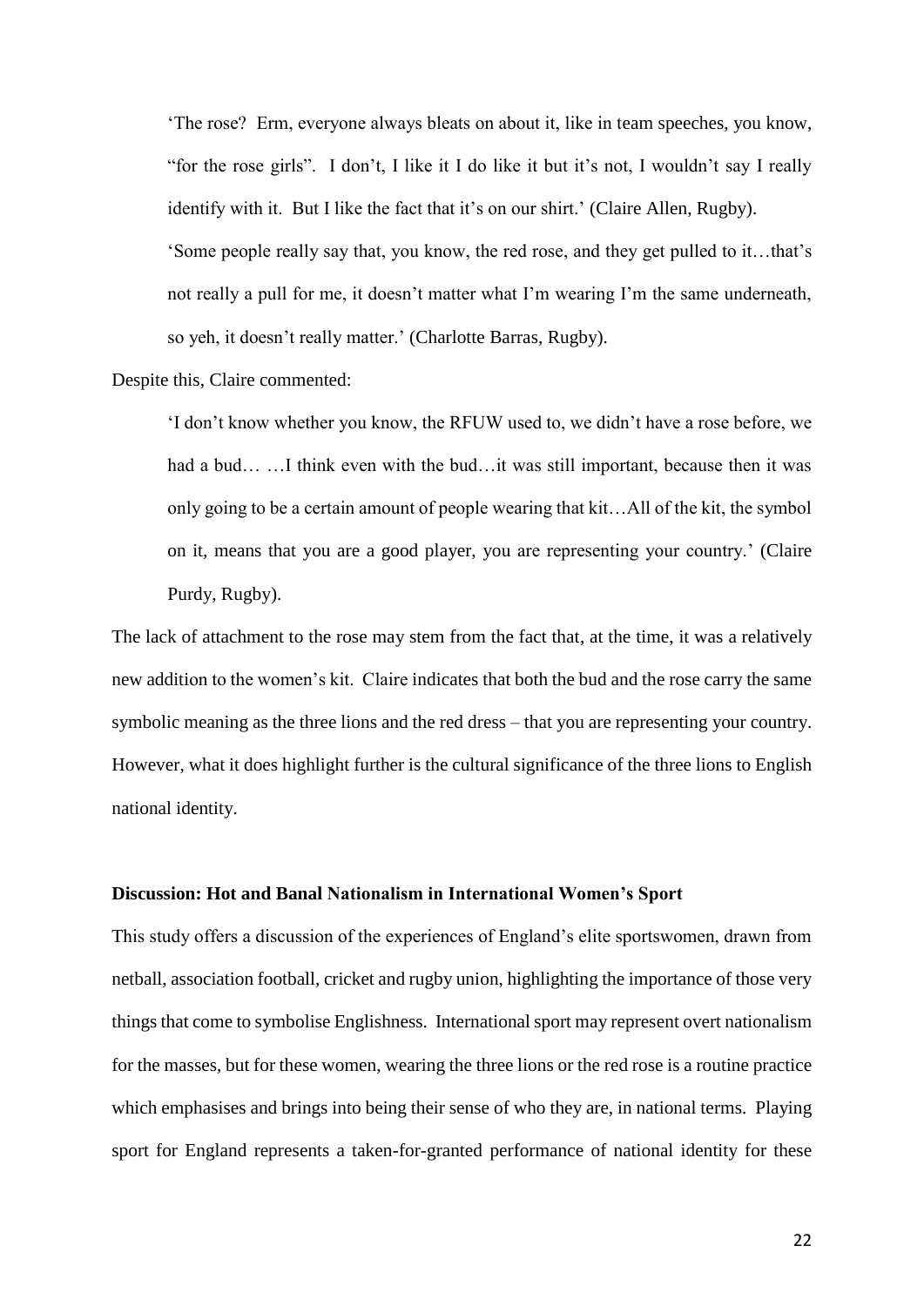> 'The rose? Erm, everyone always bleats on about it, like in team speeches, you know, "for the rose girls". I don't, I like it I do like it but it's not, I wouldn't say I really identify with it. But I like the fact that it's on our shirt.' (Claire Allen, Rugby).

> 'Some people really say that, you know, the red rose, and they get pulled to it…that's not really a pull for me, it doesn't matter what I'm wearing I'm the same underneath, so yeh, it doesn't really matter.' (Charlotte Barras, Rugby).

Despite this, Claire commented:

> 'I don't know whether you know, the RFUW used to, we didn't have a rose before, we had a bud… …I think even with the bud…it was still important, because then it was only going to be a certain amount of people wearing that kit…All of the kit, the symbol on it, means that you are a good player, you are representing your country.' (Claire Purdy, Rugby).

The lack of attachment to the rose may stem from the fact that, at the time, it was a relatively new addition to the women's kit. Claire indicates that both the bud and the rose carry the same symbolic meaning as the three lions and the red dress – that you are representing your country. However, what it does highlight further is the cultural significance of the three lions to English national identity.

## Discussion: Hot and Banal Nationalism in International Women's Sport

This study offers a discussion of the experiences of England's elite sportswomen, drawn from netball, association football, cricket and rugby union, highlighting the importance of those very things that come to symbolise Englishness. International sport may represent overt nationalism for the masses, but for these women, wearing the three lions or the red rose is a routine practice which emphasises and brings into being their sense of who they are, in national terms. Playing sport for England represents a taken-for-granted performance of national identity for these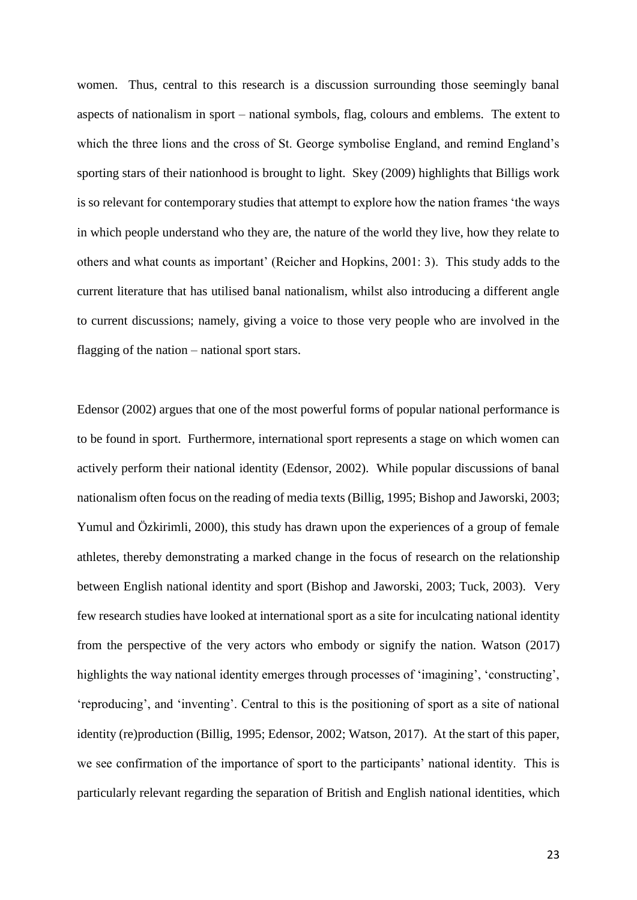women. Thus, central to this research is a discussion surrounding those seemingly banal aspects of nationalism in sport – national symbols, flag, colours and emblems. The extent to which the three lions and the cross of St. George symbolise England, and remind England's sporting stars of their nationhood is brought to light. Skey (2009) highlights that Billigs work is so relevant for contemporary studies that attempt to explore how the nation frames 'the ways in which people understand who they are, the nature of the world they live, how they relate to others and what counts as important' (Reicher and Hopkins, 2001: 3). This study adds to the current literature that has utilised banal nationalism, whilst also introducing a different angle to current discussions; namely, giving a voice to those very people who are involved in the flagging of the nation – national sport stars.

Edensor (2002) argues that one of the most powerful forms of popular national performance is to be found in sport. Furthermore, international sport represents a stage on which women can actively perform their national identity (Edensor, 2002). While popular discussions of banal nationalism often focus on the reading of media texts (Billig, 1995; Bishop and Jaworski, 2003; Yumul and Özkirimli, 2000), this study has drawn upon the experiences of a group of female athletes, thereby demonstrating a marked change in the focus of research on the relationship between English national identity and sport (Bishop and Jaworski, 2003; Tuck, 2003). Very few research studies have looked at international sport as a site for inculcating national identity from the perspective of the very actors who embody or signify the nation. Watson (2017) highlights the way national identity emerges through processes of 'imagining', 'constructing', 'reproducing', and 'inventing'. Central to this is the positioning of sport as a site of national identity (re)production (Billig, 1995; Edensor, 2002; Watson, 2017). At the start of this paper, we see confirmation of the importance of sport to the participants' national identity. This is particularly relevant regarding the separation of British and English national identities, which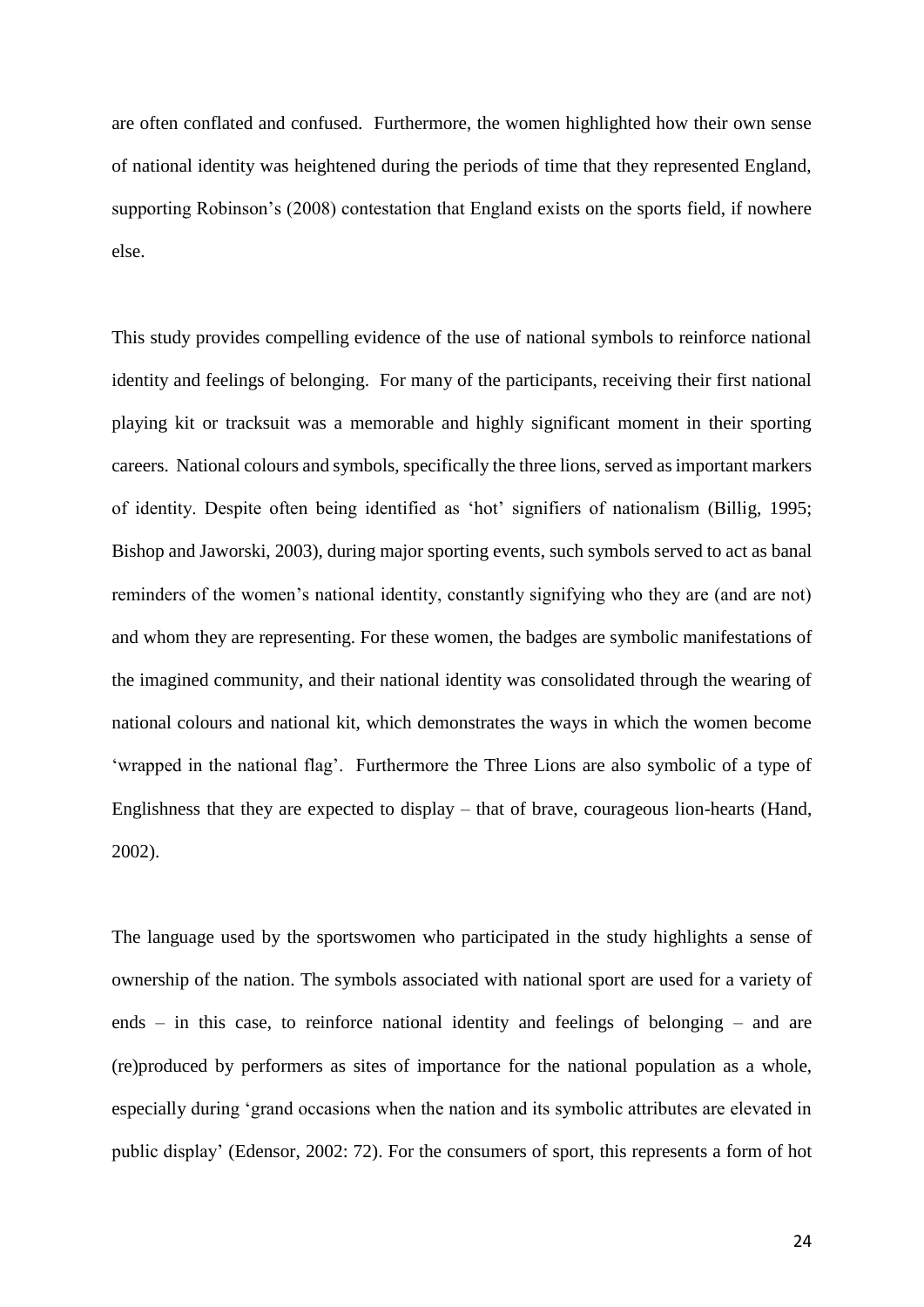are often conflated and confused. Furthermore, the women highlighted how their own sense of national identity was heightened during the periods of time that they represented England, supporting Robinson's (2008) contestation that England exists on the sports field, if nowhere else.

This study provides compelling evidence of the use of national symbols to reinforce national identity and feelings of belonging. For many of the participants, receiving their first national playing kit or tracksuit was a memorable and highly significant moment in their sporting careers. National colours and symbols, specifically the three lions, served as important markers of identity. Despite often being identified as 'hot' signifiers of nationalism (Billig, 1995; Bishop and Jaworski, 2003), during major sporting events, such symbols served to act as banal reminders of the women's national identity, constantly signifying who they are (and are not) and whom they are representing. For these women, the badges are symbolic manifestations of the imagined community, and their national identity was consolidated through the wearing of national colours and national kit, which demonstrates the ways in which the women become 'wrapped in the national flag'. Furthermore the Three Lions are also symbolic of a type of Englishness that they are expected to display – that of brave, courageous lion-hearts (Hand, 2002).

The language used by the sportswomen who participated in the study highlights a sense of ownership of the nation. The symbols associated with national sport are used for a variety of ends – in this case, to reinforce national identity and feelings of belonging – and are (re)produced by performers as sites of importance for the national population as a whole, especially during 'grand occasions when the nation and its symbolic attributes are elevated in public display' (Edensor, 2002: 72). For the consumers of sport, this represents a form of hot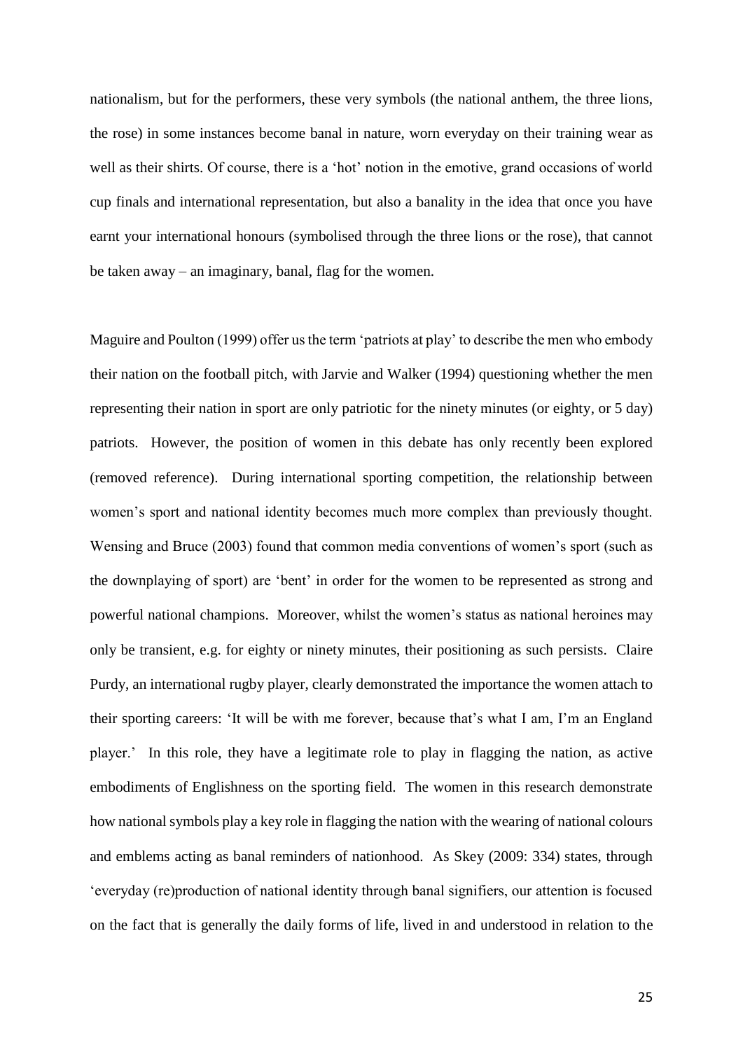nationalism, but for the performers, these very symbols (the national anthem, the three lions, the rose) in some instances become banal in nature, worn everyday on their training wear as well as their shirts. Of course, there is a 'hot' notion in the emotive, grand occasions of world cup finals and international representation, but also a banality in the idea that once you have earnt your international honours (symbolised through the three lions or the rose), that cannot be taken away – an imaginary, banal, flag for the women.

Maguire and Poulton (1999) offer us the term 'patriots at play' to describe the men who embody their nation on the football pitch, with Jarvie and Walker (1994) questioning whether the men representing their nation in sport are only patriotic for the ninety minutes (or eighty, or 5 day) patriots. However, the position of women in this debate has only recently been explored (removed reference). During international sporting competition, the relationship between women's sport and national identity becomes much more complex than previously thought. Wensing and Bruce (2003) found that common media conventions of women's sport (such as the downplaying of sport) are 'bent' in order for the women to be represented as strong and powerful national champions. Moreover, whilst the women's status as national heroines may only be transient, e.g. for eighty or ninety minutes, their positioning as such persists. Claire Purdy, an international rugby player, clearly demonstrated the importance the women attach to their sporting careers: 'It will be with me forever, because that's what I am, I'm an England player.' In this role, they have a legitimate role to play in flagging the nation, as active embodiments of Englishness on the sporting field. The women in this research demonstrate how national symbols play a key role in flagging the nation with the wearing of national colours and emblems acting as banal reminders of nationhood. As Skey (2009: 334) states, through 'everyday (re)production of national identity through banal signifiers, our attention is focused on the fact that is generally the daily forms of life, lived in and understood in relation to the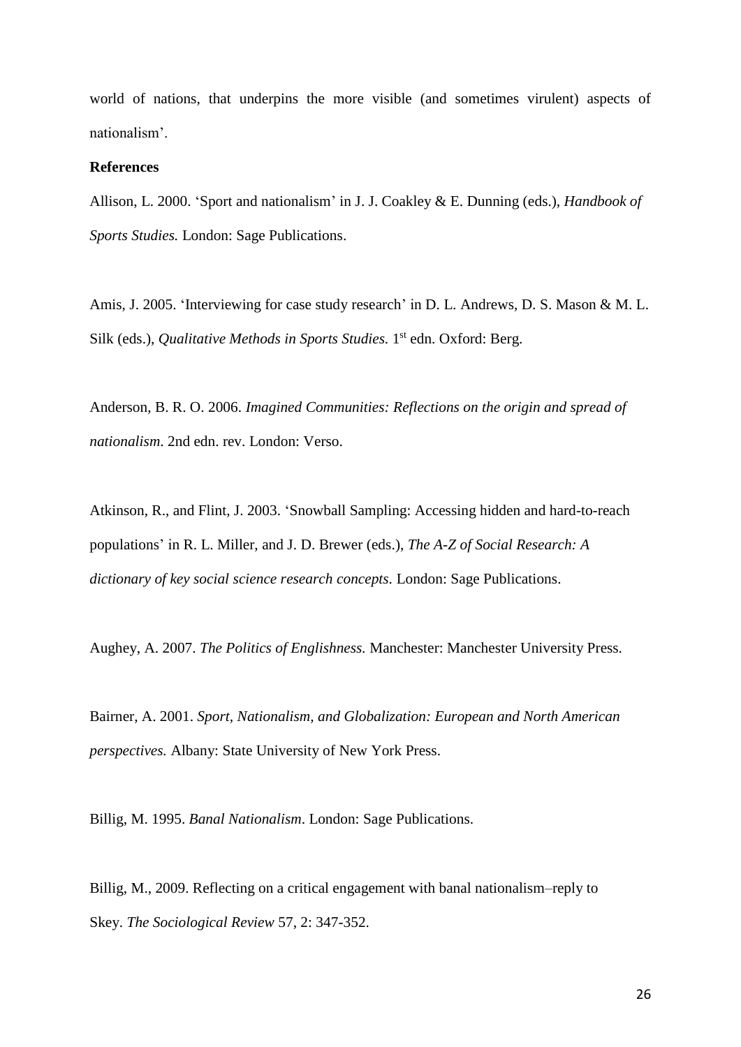world of nations, that underpins the more visible (and sometimes virulent) aspects of nationalism'.

**References**

Allison, L. 2000. 'Sport and nationalism' in J. J. Coakley & E. Dunning (eds.), *Handbook of Sports Studies.* London: Sage Publications.

Amis, J. 2005. 'Interviewing for case study research' in D. L. Andrews, D. S. Mason & M. L. Silk (eds.), *Qualitative Methods in Sports Studies.* 1st edn. Oxford: Berg.

Anderson, B. R. O. 2006. *Imagined Communities: Reflections on the origin and spread of nationalism*. 2nd edn. rev. London: Verso.

Atkinson, R., and Flint, J. 2003. 'Snowball Sampling: Accessing hidden and hard-to-reach populations' in R. L. Miller, and J. D. Brewer (eds.), *The A-Z of Social Research: A dictionary of key social science research concepts.* London: Sage Publications.

Aughey, A. 2007. *The Politics of Englishness.* Manchester: Manchester University Press.

Bairner, A. 2001. *Sport, Nationalism, and Globalization: European and North American perspectives.* Albany: State University of New York Press.

Billig, M. 1995. *Banal Nationalism*. London: Sage Publications.

Billig, M., 2009. Reflecting on a critical engagement with banal nationalism–reply to Skey. *The Sociological Review* 57, 2: 347-352.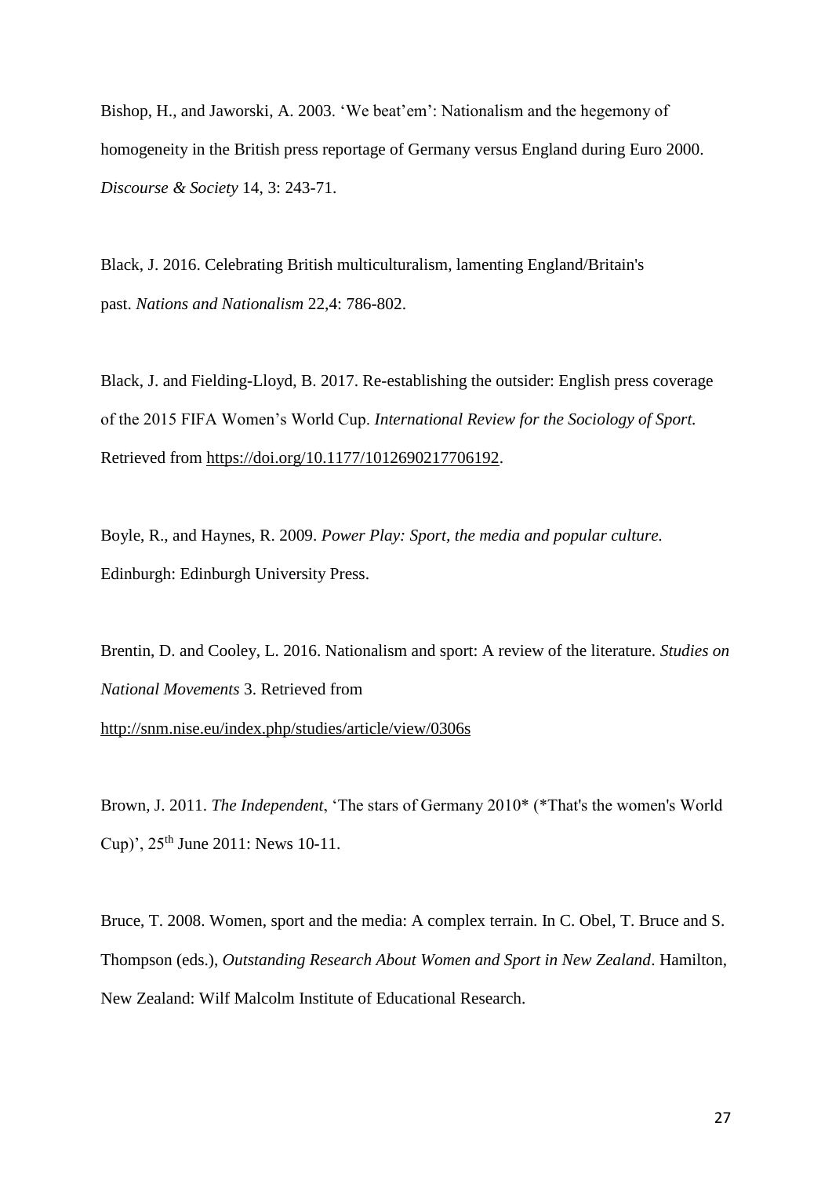Bishop, H., and Jaworski, A. 2003. 'We beat'em': Nationalism and the hegemony of homogeneity in the British press reportage of Germany versus England during Euro 2000. *Discourse & Society* 14, 3: 243-71.

Black, J. 2016. Celebrating British multiculturalism, lamenting England/Britain's past. *Nations and Nationalism* 22,4: 786-802.

Black, J. and Fielding-Lloyd, B. 2017. Re-establishing the outsider: English press coverage of the 2015 FIFA Women's World Cup. *International Review for the Sociology of Sport.* Retrieved from https://doi.org/10.1177/1012690217706192.

Boyle, R., and Haynes, R. 2009. *Power Play: Sport, the media and popular culture.* Edinburgh: Edinburgh University Press.

Brentin, D. and Cooley, L. 2016. Nationalism and sport: A review of the literature. *Studies on National Movements* 3. Retrieved from http://snm.nise.eu/index.php/studies/article/view/0306s

Brown, J. 2011. *The Independent*, 'The stars of Germany 2010* (*That's the women's World Cup)', 25th June 2011: News 10-11.

Bruce, T. 2008. Women, sport and the media: A complex terrain. In C. Obel, T. Bruce and S. Thompson (eds.), *Outstanding Research About Women and Sport in New Zealand*. Hamilton, New Zealand: Wilf Malcolm Institute of Educational Research.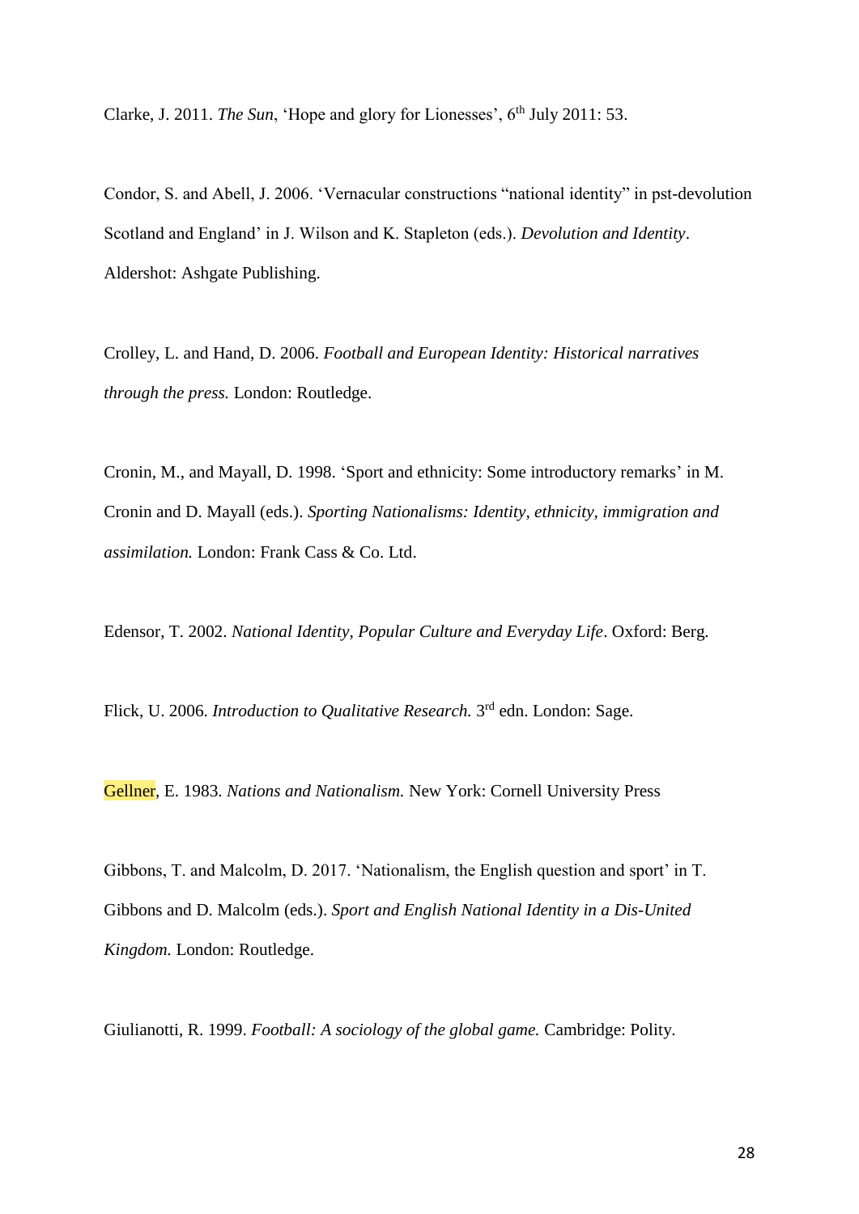Clarke, J. 2011. *The Sun*, 'Hope and glory for Lionesses', 6th July 2011: 53.

Condor, S. and Abell, J. 2006. 'Vernacular constructions "national identity" in pst-devolution Scotland and England' in J. Wilson and K. Stapleton (eds.). *Devolution and Identity*. Aldershot: Ashgate Publishing.

Crolley, L. and Hand, D. 2006. *Football and European Identity: Historical narratives through the press.* London: Routledge.

Cronin, M., and Mayall, D. 1998. 'Sport and ethnicity: Some introductory remarks' in M. Cronin and D. Mayall (eds.). *Sporting Nationalisms: Identity, ethnicity, immigration and assimilation.* London: Frank Cass & Co. Ltd.

Edensor, T. 2002. *National Identity, Popular Culture and Everyday Life*. Oxford: Berg.

Flick, U. 2006. *Introduction to Qualitative Research.* 3rd edn. London: Sage.

Gellner, E. 1983. *Nations and Nationalism.* New York: Cornell University Press

Gibbons, T. and Malcolm, D. 2017. 'Nationalism, the English question and sport' in T. Gibbons and D. Malcolm (eds.). *Sport and English National Identity in a Dis-United Kingdom.* London: Routledge.

Giulianotti, R. 1999. *Football: A sociology of the global game.* Cambridge: Polity.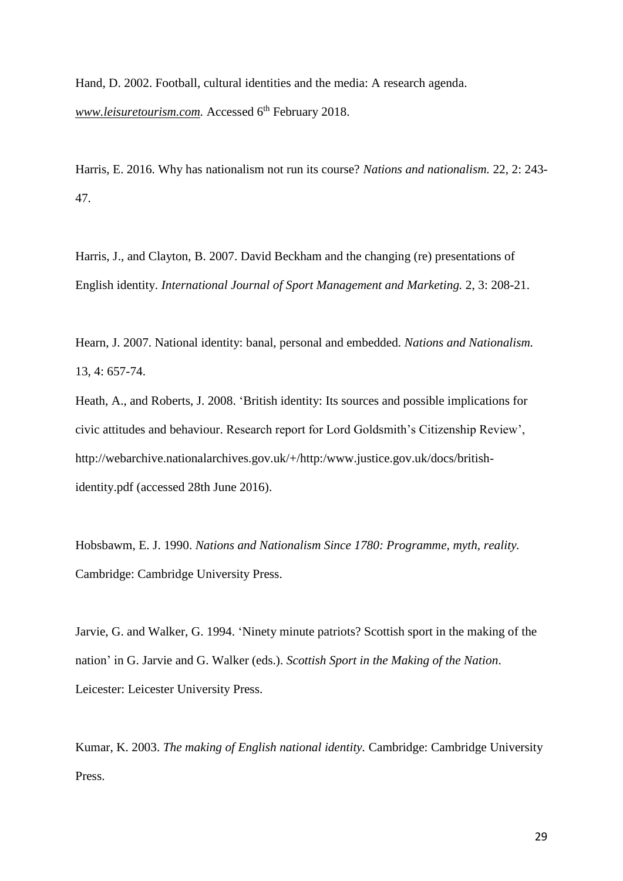Hand, D. 2002. Football, cultural identities and the media: A research agenda. *www.leisuretourism.com.* Accessed 6th February 2018.

Harris, E. 2016. Why has nationalism not run its course? *Nations and nationalism.* 22, 2: 243-47.

Harris, J., and Clayton, B. 2007. David Beckham and the changing (re) presentations of English identity. *International Journal of Sport Management and Marketing.* 2, 3: 208-21.

Hearn, J. 2007. National identity: banal, personal and embedded. *Nations and Nationalism.* 13, 4: 657-74.

Heath, A., and Roberts, J. 2008. 'British identity: Its sources and possible implications for civic attitudes and behaviour. Research report for Lord Goldsmith's Citizenship Review', http://webarchive.nationalarchives.gov.uk/+/http:/www.justice.gov.uk/docs/british-identity.pdf (accessed 28th June 2016).

Hobsbawm, E. J. 1990. *Nations and Nationalism Since 1780: Programme, myth, reality.* Cambridge: Cambridge University Press.

Jarvie, G. and Walker, G. 1994. 'Ninety minute patriots? Scottish sport in the making of the nation' in G. Jarvie and G. Walker (eds.). *Scottish Sport in the Making of the Nation*. Leicester: Leicester University Press.

Kumar, K. 2003. *The making of English national identity.* Cambridge: Cambridge University Press.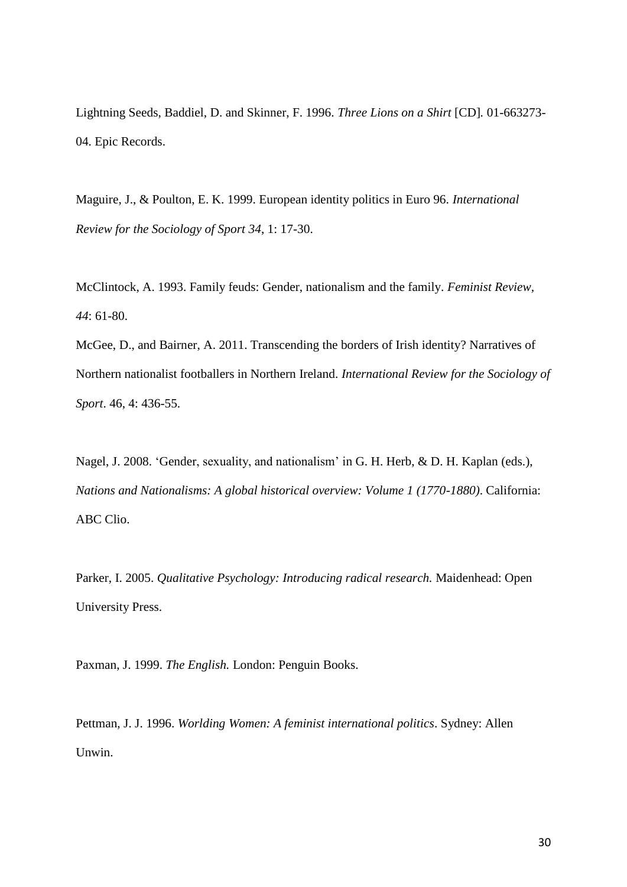Lightning Seeds, Baddiel, D. and Skinner, F. 1996. *Three Lions on a Shirt* [CD]. 01-663273-04. Epic Records.

Maguire, J., & Poulton, E. K. 1999. European identity politics in Euro 96. *International Review for the Sociology of Sport 34*, 1: 17-30.

McClintock, A. 1993. Family feuds: Gender, nationalism and the family. *Feminist Review, 44*: 61-80.

McGee, D., and Bairner, A. 2011. Transcending the borders of Irish identity? Narratives of Northern nationalist footballers in Northern Ireland. *International Review for the Sociology of Sport*. 46, 4: 436-55.

Nagel, J. 2008. 'Gender, sexuality, and nationalism' in G. H. Herb, & D. H. Kaplan (eds.), *Nations and Nationalisms: A global historical overview: Volume 1 (1770-1880)*. California: ABC Clio.

Parker, I. 2005. *Qualitative Psychology: Introducing radical research.* Maidenhead: Open University Press.

Paxman, J. 1999. *The English.* London: Penguin Books.

Pettman, J. J. 1996. *Worlding Women: A feminist international politics*. Sydney: Allen Unwin.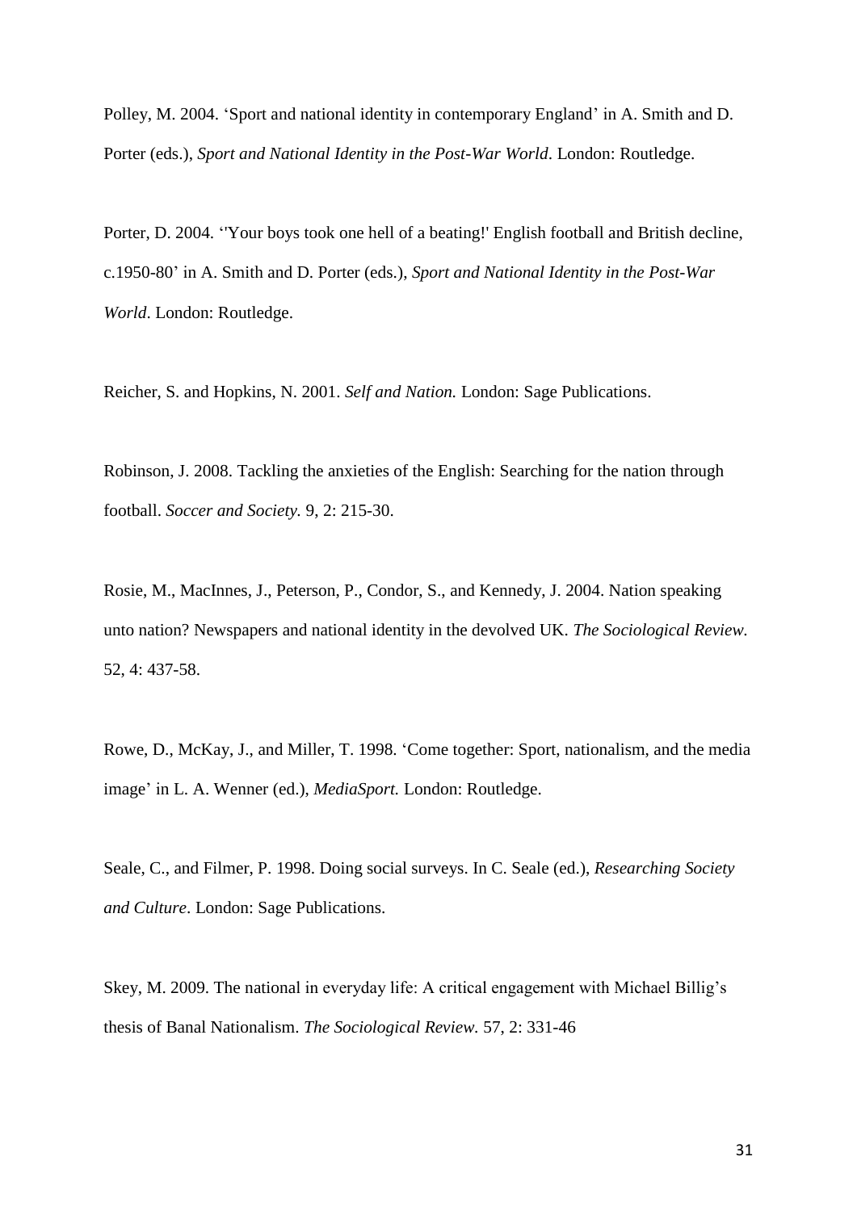Polley, M. 2004. ‘Sport and national identity in contemporary England’ in A. Smith and D. Porter (eds.), *Sport and National Identity in the Post-War World*. London: Routledge.

Porter, D. 2004. ‘'Your boys took one hell of a beating!' English football and British decline, c.1950-80’ in A. Smith and D. Porter (eds.), *Sport and National Identity in the Post-War World*. London: Routledge.

Reicher, S. and Hopkins, N. 2001. *Self and Nation.* London: Sage Publications.

Robinson, J. 2008. Tackling the anxieties of the English: Searching for the nation through football. *Soccer and Society.* 9, 2: 215-30.

Rosie, M., MacInnes, J., Peterson, P., Condor, S., and Kennedy, J. 2004. Nation speaking unto nation? Newspapers and national identity in the devolved UK. *The Sociological Review.* 52, 4: 437-58.

Rowe, D., McKay, J., and Miller, T. 1998. ‘Come together: Sport, nationalism, and the media image’ in L. A. Wenner (ed.), *MediaSport.* London: Routledge.

Seale, C., and Filmer, P. 1998. Doing social surveys. In C. Seale (ed.), *Researching Society and Culture*. London: Sage Publications.

Skey, M. 2009. The national in everyday life: A critical engagement with Michael Billig’s thesis of Banal Nationalism. *The Sociological Review.* 57, 2: 331-46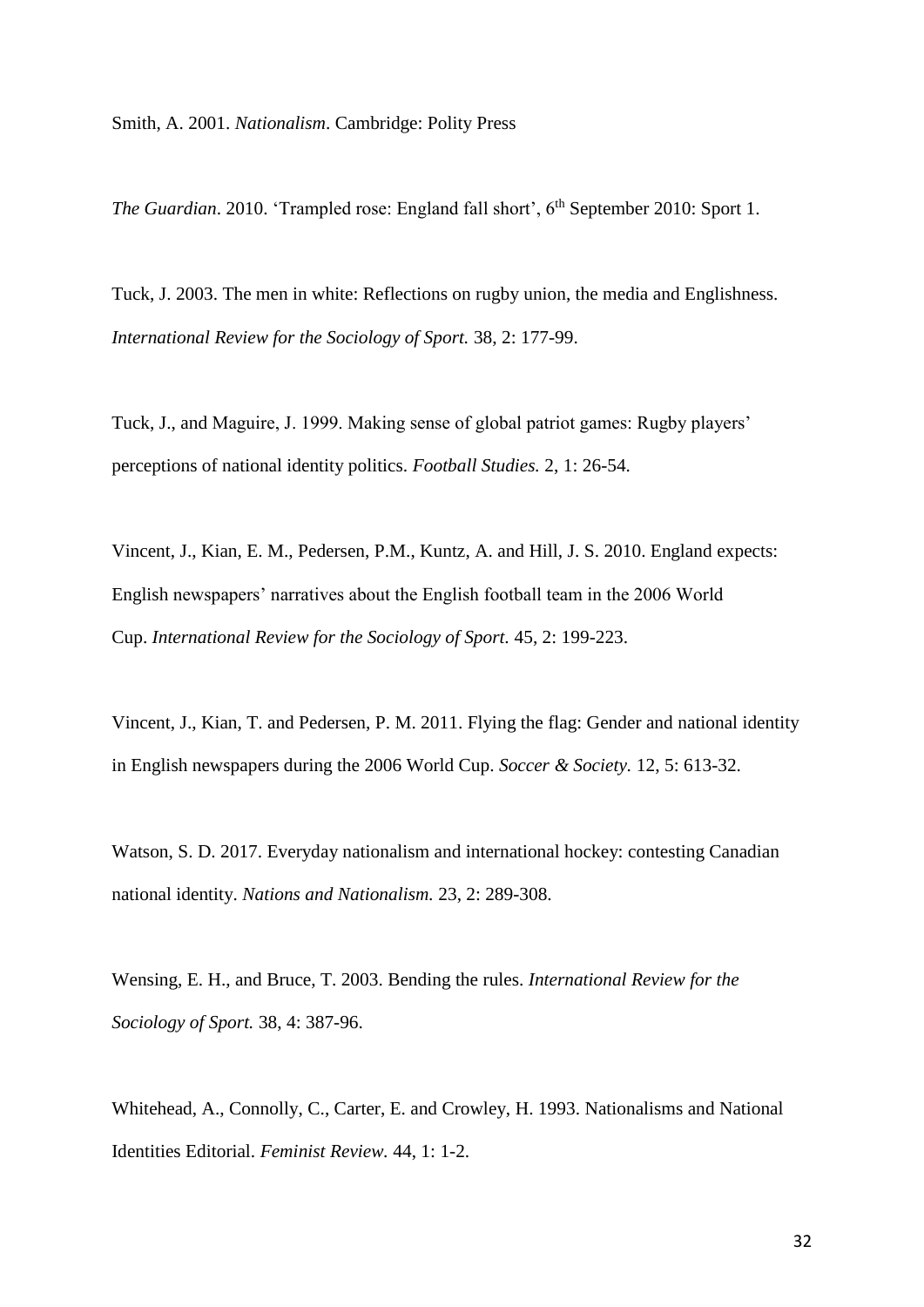Smith, A. 2001. *Nationalism*. Cambridge: Polity Press

*The Guardian*. 2010. 'Trampled rose: England fall short', 6th September 2010: Sport 1.

Tuck, J. 2003. The men in white: Reflections on rugby union, the media and Englishness. *International Review for the Sociology of Sport.* 38, 2: 177-99.

Tuck, J., and Maguire, J. 1999. Making sense of global patriot games: Rugby players' perceptions of national identity politics. *Football Studies.* 2, 1: 26-54.

Vincent, J., Kian, E. M., Pedersen, P.M., Kuntz, A. and Hill, J. S. 2010. England expects: English newspapers' narratives about the English football team in the 2006 World Cup. *International Review for the Sociology of Sport*. 45, 2: 199-223.

Vincent, J., Kian, T. and Pedersen, P. M. 2011. Flying the flag: Gender and national identity in English newspapers during the 2006 World Cup. *Soccer & Society.* 12, 5: 613-32.

Watson, S. D. 2017. Everyday nationalism and international hockey: contesting Canadian national identity. *Nations and Nationalism.* 23, 2: 289-308.

Wensing, E. H., and Bruce, T. 2003. Bending the rules. *International Review for the Sociology of Sport.* 38, 4: 387-96.

Whitehead, A., Connolly, C., Carter, E. and Crowley, H. 1993. Nationalisms and National Identities Editorial. *Feminist Review.* 44, 1: 1-2.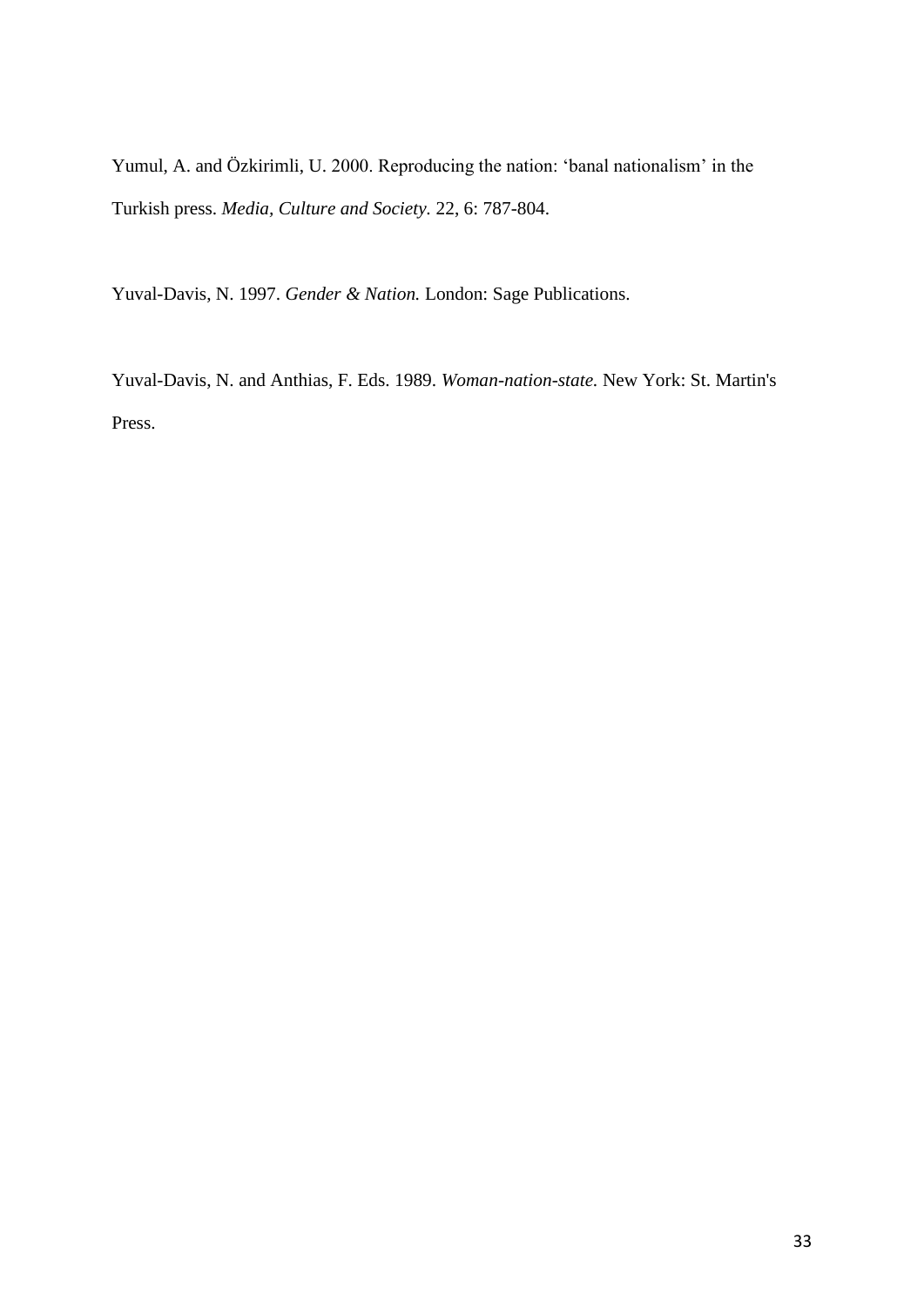Yumul, A. and Özkirimli, U. 2000. Reproducing the nation: 'banal nationalism' in the Turkish press. *Media, Culture and Society.* 22, 6: 787-804.

Yuval-Davis, N. 1997. *Gender & Nation.* London: Sage Publications.

Yuval-Davis, N. and Anthias, F. Eds. 1989. *Woman-nation-state.* New York: St. Martin's Press.